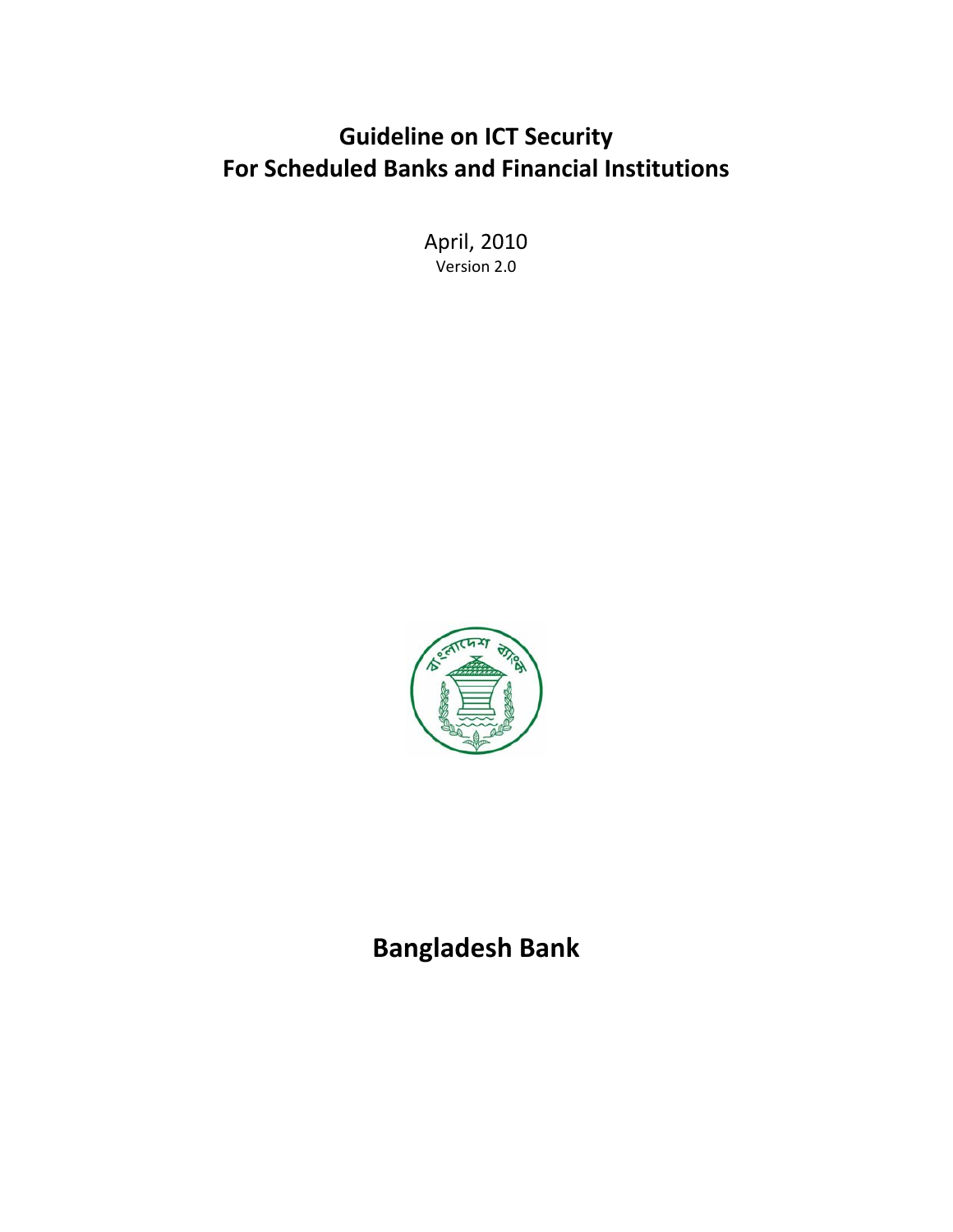# Guideline on ICT Security
# For Scheduled Banks and Financial Institutions

April, 2010

Version 2.0

## Bangladesh Bank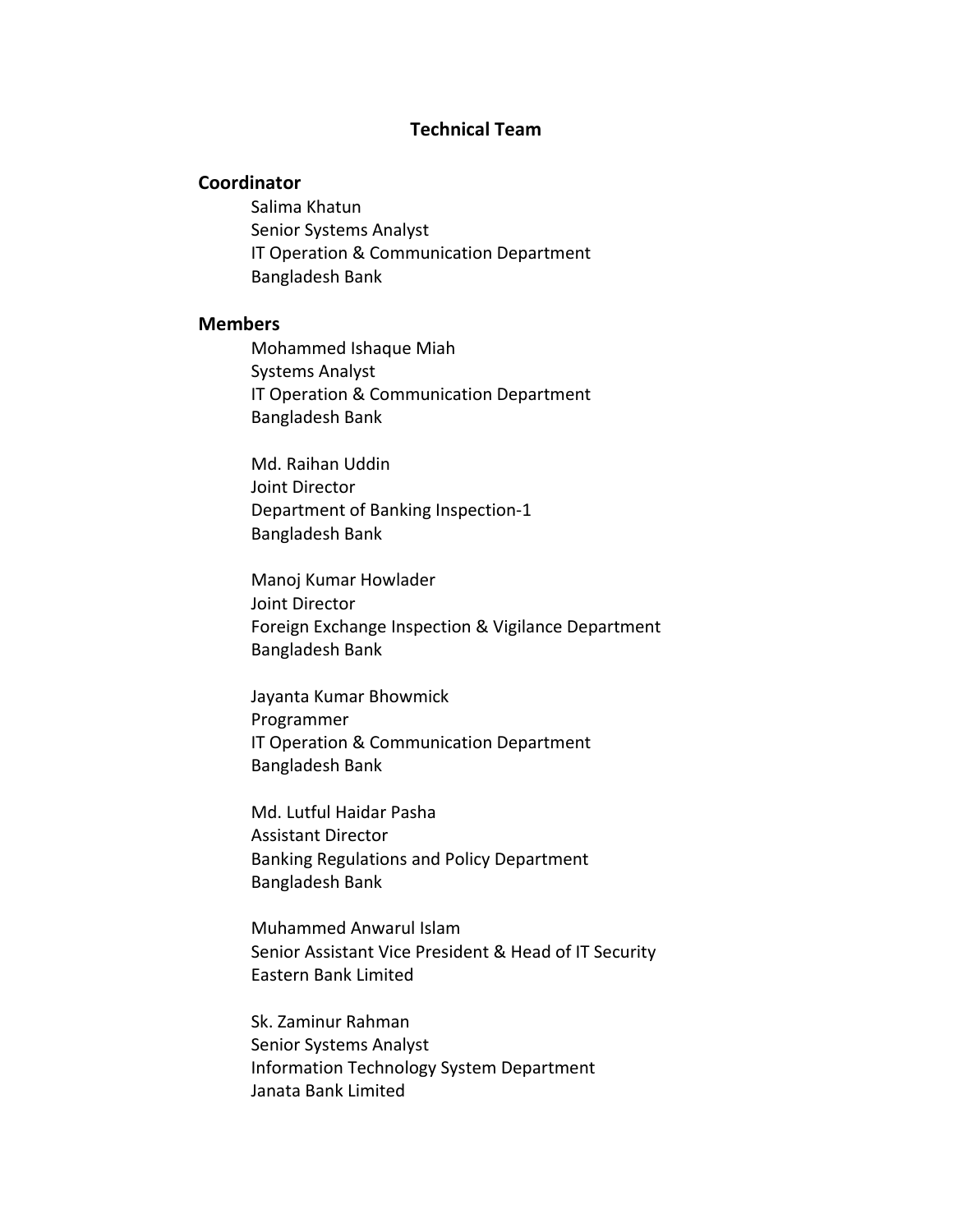# Technical Team

## Coordinator

Salima Khatun
Senior Systems Analyst
IT Operation & Communication Department
Bangladesh Bank

## Members

Mohammed Ishaque Miah
Systems Analyst
IT Operation & Communication Department
Bangladesh Bank

Md. Raihan Uddin
Joint Director
Department of Banking Inspection-1
Bangladesh Bank

Manoj Kumar Howlader
Joint Director
Foreign Exchange Inspection & Vigilance Department
Bangladesh Bank

Jayanta Kumar Bhowmick
Programmer
IT Operation & Communication Department
Bangladesh Bank

Md. Lutful Haidar Pasha
Assistant Director
Banking Regulations and Policy Department
Bangladesh Bank

Muhammed Anwarul Islam
Senior Assistant Vice President & Head of IT Security
Eastern Bank Limited

Sk. Zaminur Rahman
Senior Systems Analyst
Information Technology System Department
Janata Bank Limited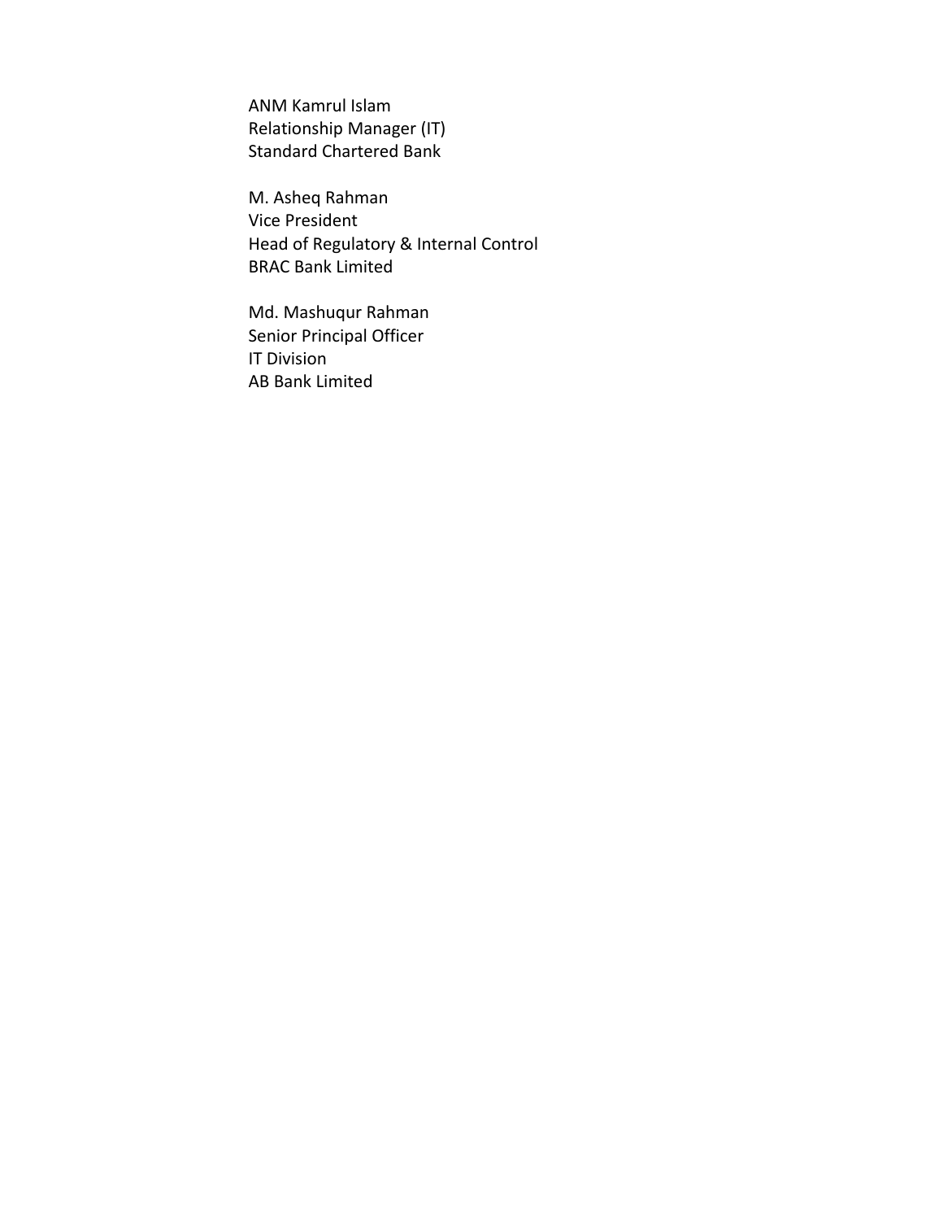ANM Kamrul Islam
Relationship Manager (IT)
Standard Chartered Bank

M. Asheq Rahman
Vice President
Head of Regulatory & Internal Control
BRAC Bank Limited

Md. Mashuqur Rahman
Senior Principal Officer
IT Division
AB Bank Limited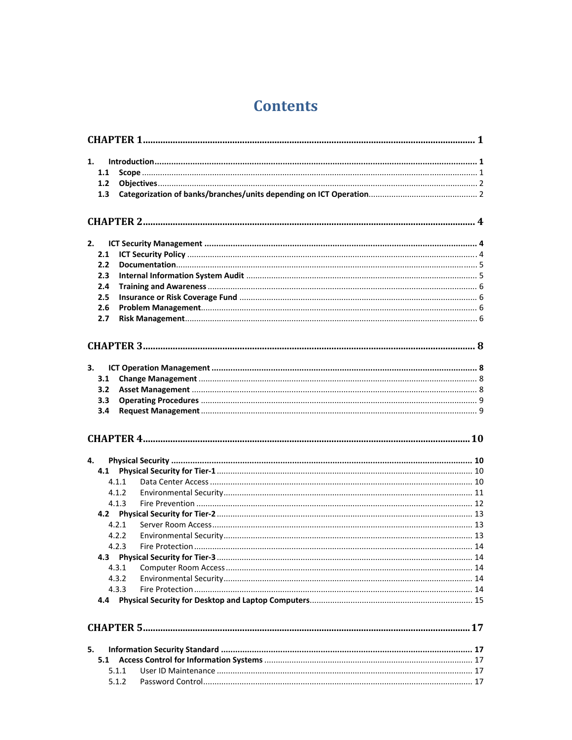# Contents

**CHAPTER 1** .......... **1**

**1. Introduction** .......... **1**
- **1.1 Scope** .......... 1
- **1.2 Objectives** .......... 2
- **1.3 Categorization of banks/branches/units depending on ICT Operation** .......... 2

**CHAPTER 2** .......... **4**

**2. ICT Security Management** .......... **4**
- **2.1 ICT Security Policy** .......... 4
- **2.2 Documentation** .......... 5
- **2.3 Internal Information System Audit** .......... 5
- **2.4 Training and Awareness** .......... 6
- **2.5 Insurance or Risk Coverage Fund** .......... 6
- **2.6 Problem Management** .......... 6
- **2.7 Risk Management** .......... 6

**CHAPTER 3** .......... **8**

**3. ICT Operation Management** .......... **8**
- **3.1 Change Management** .......... 8
- **3.2 Asset Management** .......... 8
- **3.3 Operating Procedures** .......... 9
- **3.4 Request Management** .......... 9

**CHAPTER 4** .......... **10**

**4. Physical Security** .......... **10**
- **4.1 Physical Security for Tier-1** .......... 10
  - 4.1.1 Data Center Access .......... 10
  - 4.1.2 Environmental Security .......... 11
  - 4.1.3 Fire Prevention .......... 12
- **4.2 Physical Security for Tier-2** .......... 13
  - 4.2.1 Server Room Access .......... 13
  - 4.2.2 Environmental Security .......... 13
  - 4.2.3 Fire Protection .......... 14
- **4.3 Physical Security for Tier-3** .......... 14
  - 4.3.1 Computer Room Access .......... 14
  - 4.3.2 Environmental Security .......... 14
  - 4.3.3 Fire Protection .......... 14
- **4.4 Physical Security for Desktop and Laptop Computers** .......... 15

**CHAPTER 5** .......... **17**

**5. Information Security Standard** .......... **17**
- **5.1 Access Control for Information Systems** .......... 17
  - 5.1.1 User ID Maintenance .......... 17
  - 5.1.2 Password Control .......... 17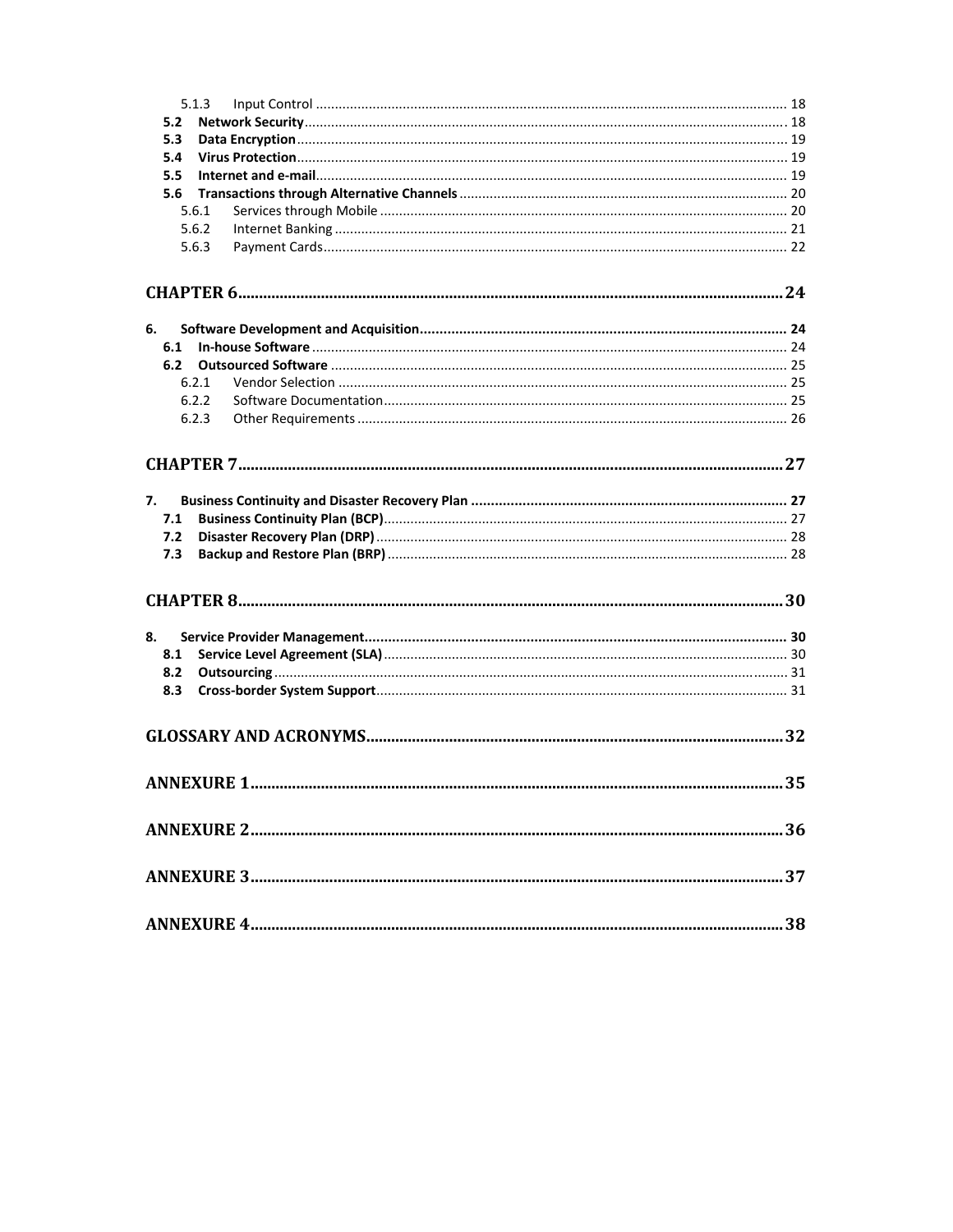5.1.3 Input Control ............................................................ 18

**5.2 Network Security** ............................................................ 18

**5.3 Data Encryption** ............................................................ 19

**5.4 Virus Protection** ............................................................ 19

**5.5 Internet and e-mail** ............................................................ 19

**5.6 Transactions through Alternative Channels** ............................................................ 20

5.6.1 Services through Mobile ............................................................ 20

5.6.2 Internet Banking ............................................................ 21

5.6.3 Payment Cards ............................................................ 22

**CHAPTER 6** ............................................................ **24**

**6. Software Development and Acquisition** ............................................................ **24**

**6.1 In-house Software** ............................................................ 24

**6.2 Outsourced Software** ............................................................ 25

6.2.1 Vendor Selection ............................................................ 25

6.2.2 Software Documentation ............................................................ 25

6.2.3 Other Requirements ............................................................ 26

**CHAPTER 7** ............................................................ **27**

**7. Business Continuity and Disaster Recovery Plan** ............................................................ **27**

**7.1 Business Continuity Plan (BCP)** ............................................................ 27

**7.2 Disaster Recovery Plan (DRP)** ............................................................ 28

**7.3 Backup and Restore Plan (BRP)** ............................................................ 28

**CHAPTER 8** ............................................................ **30**

**8. Service Provider Management** ............................................................ **30**

**8.1 Service Level Agreement (SLA)** ............................................................ 30

**8.2 Outsourcing** ............................................................ 31

**8.3 Cross-border System Support** ............................................................ 31

**GLOSSARY AND ACRONYMS** ............................................................ **32**

**ANNEXURE 1** ............................................................ **35**

**ANNEXURE 2** ............................................................ **36**

**ANNEXURE 3** ............................................................ **37**

**ANNEXURE 4** ............................................................ **38**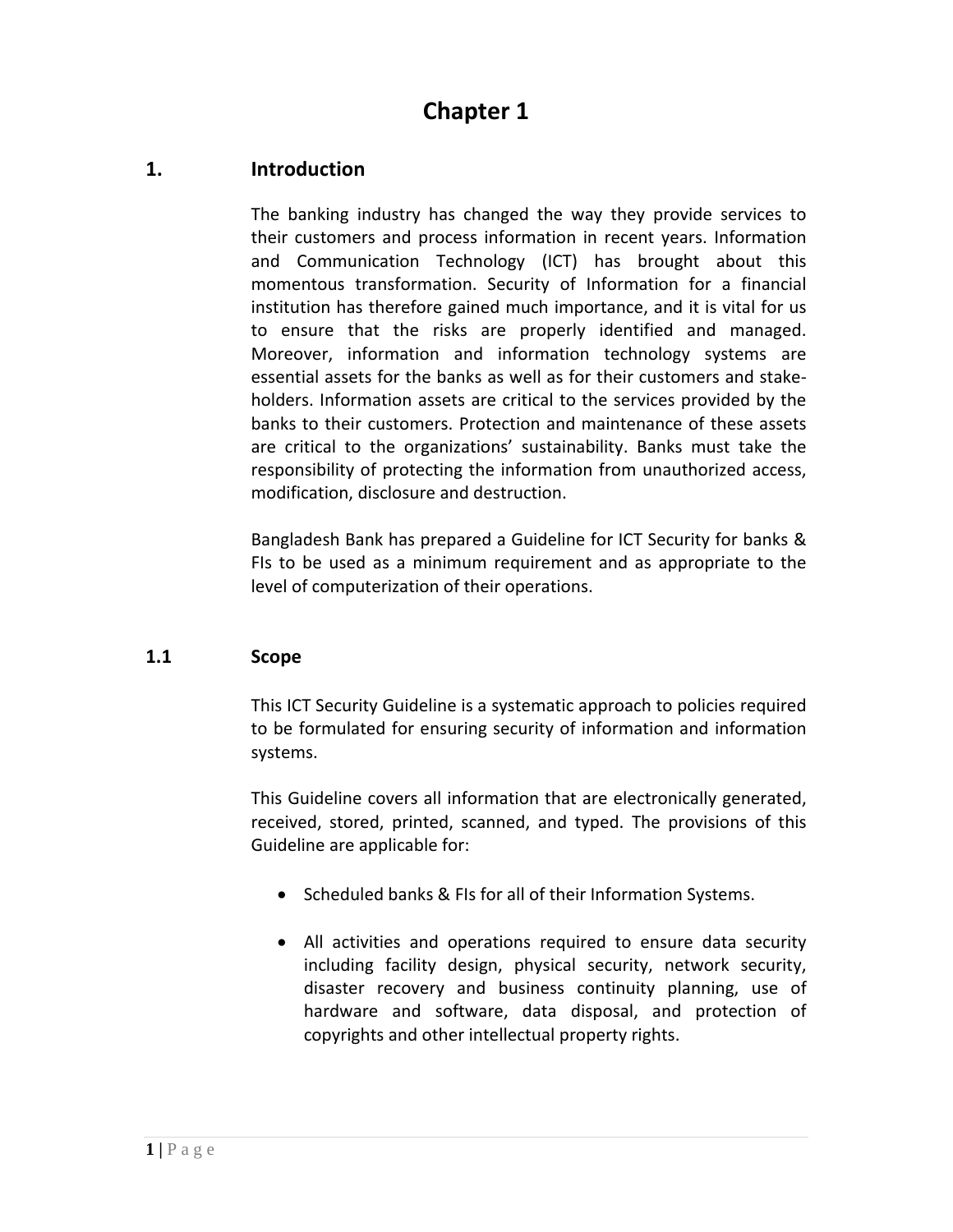# Chapter 1

## 1. Introduction

The banking industry has changed the way they provide services to their customers and process information in recent years. Information and Communication Technology (ICT) has brought about this momentous transformation. Security of Information for a financial institution has therefore gained much importance, and it is vital for us to ensure that the risks are properly identified and managed. Moreover, information and information technology systems are essential assets for the banks as well as for their customers and stake-holders. Information assets are critical to the services provided by the banks to their customers. Protection and maintenance of these assets are critical to the organizations' sustainability. Banks must take the responsibility of protecting the information from unauthorized access, modification, disclosure and destruction.

Bangladesh Bank has prepared a Guideline for ICT Security for banks & FIs to be used as a minimum requirement and as appropriate to the level of computerization of their operations.

## 1.1 Scope

This ICT Security Guideline is a systematic approach to policies required to be formulated for ensuring security of information and information systems.

This Guideline covers all information that are electronically generated, received, stored, printed, scanned, and typed. The provisions of this Guideline are applicable for:

- Scheduled banks & FIs for all of their Information Systems.
- All activities and operations required to ensure data security including facility design, physical security, network security, disaster recovery and business continuity planning, use of hardware and software, data disposal, and protection of copyrights and other intellectual property rights.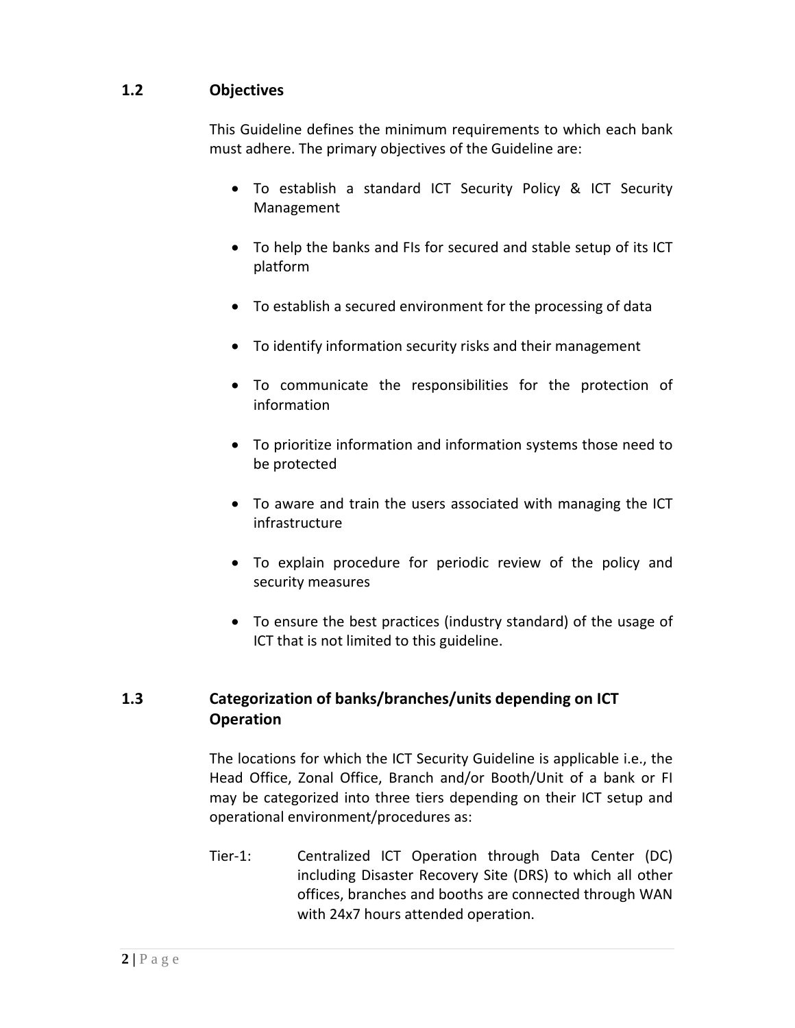## 1.2 Objectives

This Guideline defines the minimum requirements to which each bank must adhere. The primary objectives of the Guideline are:

- To establish a standard ICT Security Policy & ICT Security Management
- To help the banks and FIs for secured and stable setup of its ICT platform
- To establish a secured environment for the processing of data
- To identify information security risks and their management
- To communicate the responsibilities for the protection of information
- To prioritize information and information systems those need to be protected
- To aware and train the users associated with managing the ICT infrastructure
- To explain procedure for periodic review of the policy and security measures
- To ensure the best practices (industry standard) of the usage of ICT that is not limited to this guideline.

## 1.3 Categorization of banks/branches/units depending on ICT Operation

The locations for which the ICT Security Guideline is applicable i.e., the Head Office, Zonal Office, Branch and/or Booth/Unit of a bank or FI may be categorized into three tiers depending on their ICT setup and operational environment/procedures as:

Tier-1: Centralized ICT Operation through Data Center (DC) including Disaster Recovery Site (DRS) to which all other offices, branches and booths are connected through WAN with 24x7 hours attended operation.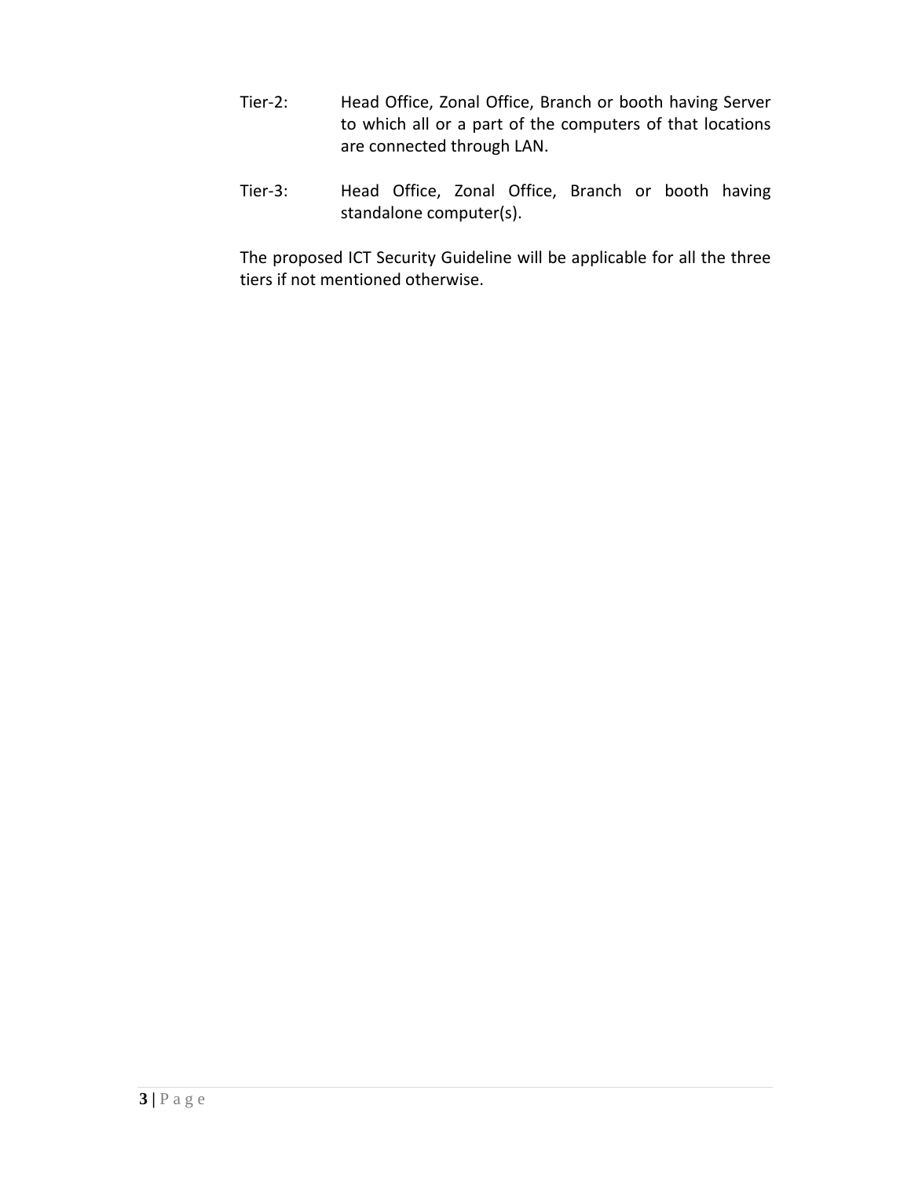Tier-2: Head Office, Zonal Office, Branch or booth having Server to which all or a part of the computers of that locations are connected through LAN.

Tier-3: Head Office, Zonal Office, Branch or booth having standalone computer(s).

The proposed ICT Security Guideline will be applicable for all the three tiers if not mentioned otherwise.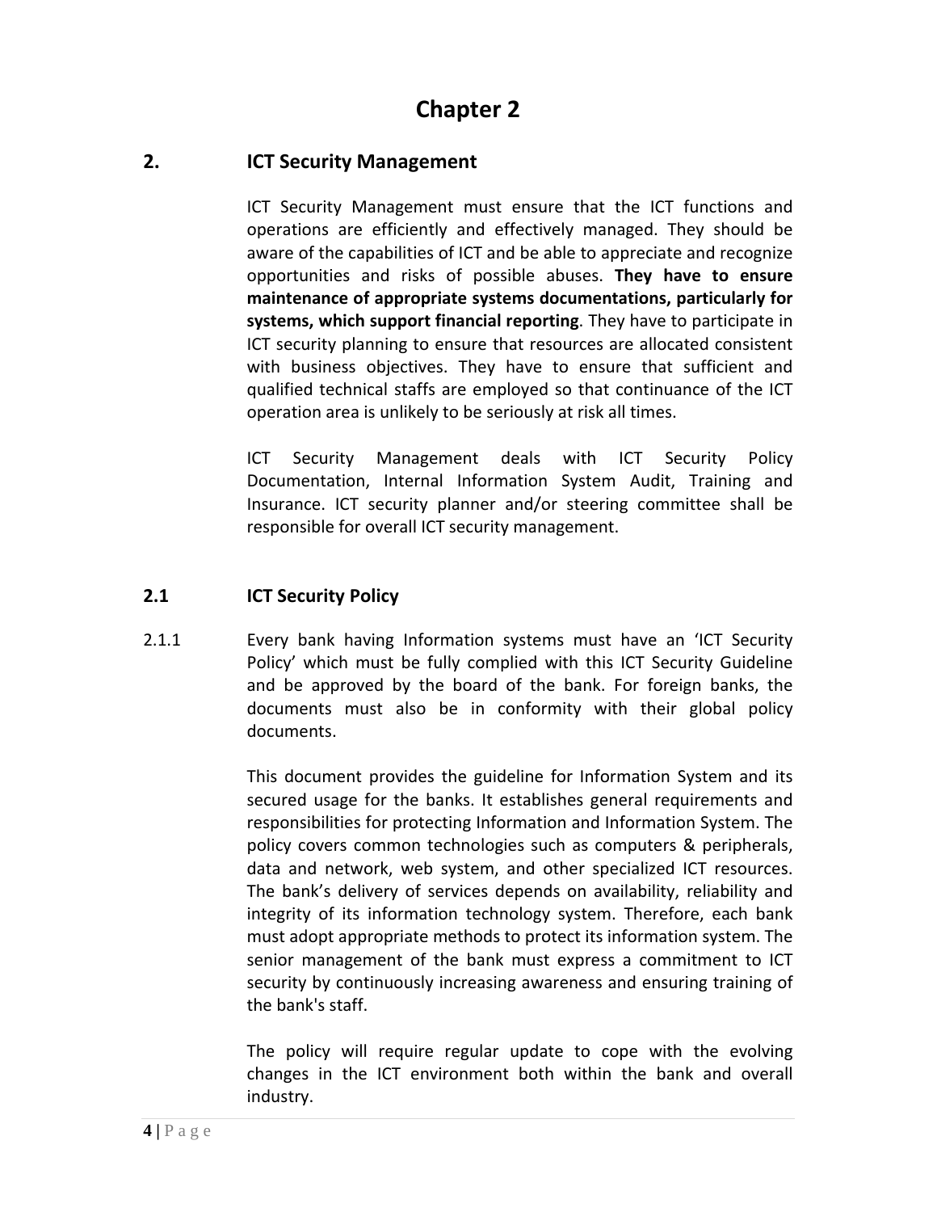# Chapter 2

## 2. ICT Security Management

ICT Security Management must ensure that the ICT functions and operations are efficiently and effectively managed. They should be aware of the capabilities of ICT and be able to appreciate and recognize opportunities and risks of possible abuses. **They have to ensure maintenance of appropriate systems documentations, particularly for systems, which support financial reporting**. They have to participate in ICT security planning to ensure that resources are allocated consistent with business objectives. They have to ensure that sufficient and qualified technical staffs are employed so that continuance of the ICT operation area is unlikely to be seriously at risk all times.

ICT Security Management deals with ICT Security Policy Documentation, Internal Information System Audit, Training and Insurance. ICT security planner and/or steering committee shall be responsible for overall ICT security management.

### 2.1 ICT Security Policy

2.1.1 Every bank having Information systems must have an 'ICT Security Policy' which must be fully complied with this ICT Security Guideline and be approved by the board of the bank. For foreign banks, the documents must also be in conformity with their global policy documents.

This document provides the guideline for Information System and its secured usage for the banks. It establishes general requirements and responsibilities for protecting Information and Information System. The policy covers common technologies such as computers & peripherals, data and network, web system, and other specialized ICT resources. The bank's delivery of services depends on availability, reliability and integrity of its information technology system. Therefore, each bank must adopt appropriate methods to protect its information system. The senior management of the bank must express a commitment to ICT security by continuously increasing awareness and ensuring training of the bank's staff.

The policy will require regular update to cope with the evolving changes in the ICT environment both within the bank and overall industry.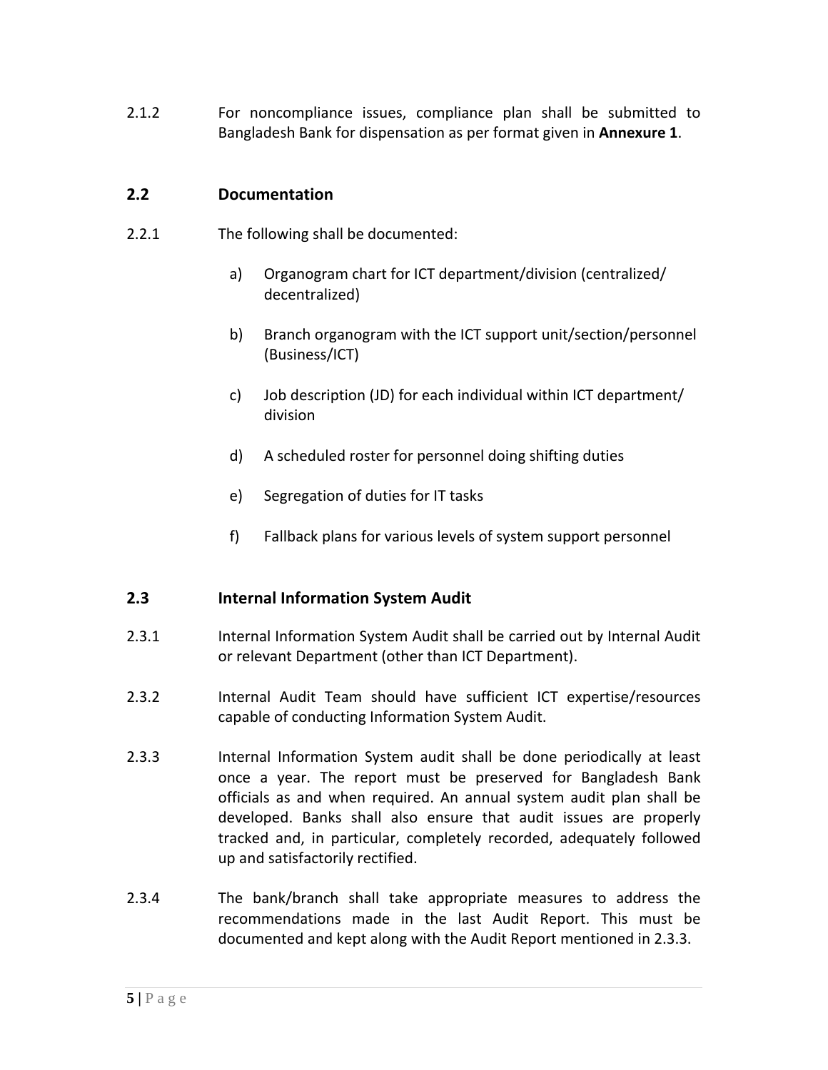2.1.2 For noncompliance issues, compliance plan shall be submitted to Bangladesh Bank for dispensation as per format given in **Annexure 1**.

## 2.2 Documentation

2.2.1 The following shall be documented:

a) Organogram chart for ICT department/division (centralized/ decentralized)

b) Branch organogram with the ICT support unit/section/personnel (Business/ICT)

c) Job description (JD) for each individual within ICT department/ division

d) A scheduled roster for personnel doing shifting duties

e) Segregation of duties for IT tasks

f) Fallback plans for various levels of system support personnel

## 2.3 Internal Information System Audit

2.3.1 Internal Information System Audit shall be carried out by Internal Audit or relevant Department (other than ICT Department).

2.3.2 Internal Audit Team should have sufficient ICT expertise/resources capable of conducting Information System Audit.

2.3.3 Internal Information System audit shall be done periodically at least once a year. The report must be preserved for Bangladesh Bank officials as and when required. An annual system audit plan shall be developed. Banks shall also ensure that audit issues are properly tracked and, in particular, completely recorded, adequately followed up and satisfactorily rectified.

2.3.4 The bank/branch shall take appropriate measures to address the recommendations made in the last Audit Report. This must be documented and kept along with the Audit Report mentioned in 2.3.3.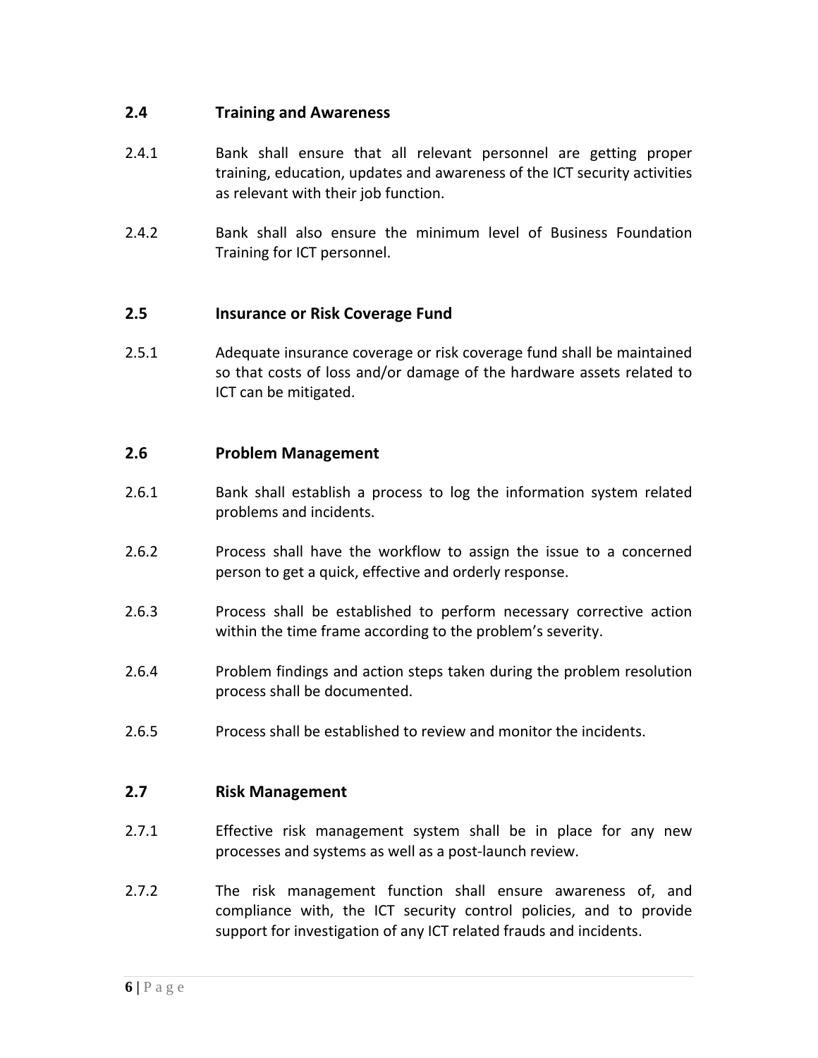## 2.4 Training and Awareness

2.4.1 Bank shall ensure that all relevant personnel are getting proper training, education, updates and awareness of the ICT security activities as relevant with their job function.

2.4.2 Bank shall also ensure the minimum level of Business Foundation Training for ICT personnel.

## 2.5 Insurance or Risk Coverage Fund

2.5.1 Adequate insurance coverage or risk coverage fund shall be maintained so that costs of loss and/or damage of the hardware assets related to ICT can be mitigated.

## 2.6 Problem Management

2.6.1 Bank shall establish a process to log the information system related problems and incidents.

2.6.2 Process shall have the workflow to assign the issue to a concerned person to get a quick, effective and orderly response.

2.6.3 Process shall be established to perform necessary corrective action within the time frame according to the problem's severity.

2.6.4 Problem findings and action steps taken during the problem resolution process shall be documented.

2.6.5 Process shall be established to review and monitor the incidents.

## 2.7 Risk Management

2.7.1 Effective risk management system shall be in place for any new processes and systems as well as a post-launch review.

2.7.2 The risk management function shall ensure awareness of, and compliance with, the ICT security control policies, and to provide support for investigation of any ICT related frauds and incidents.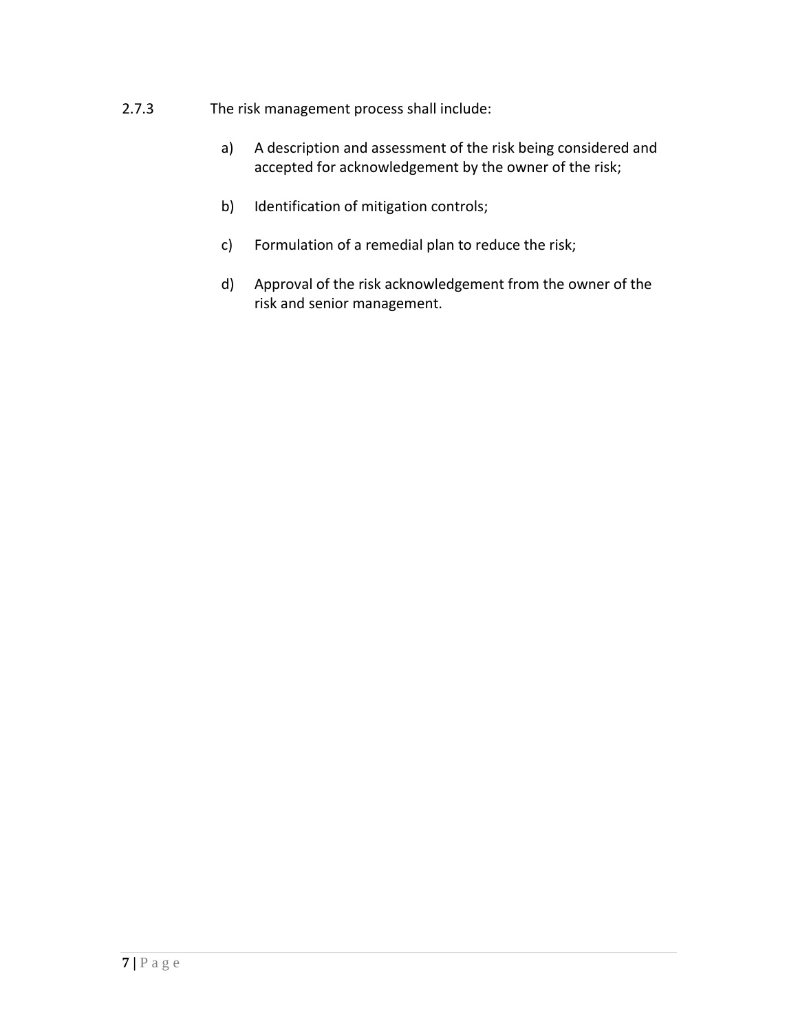2.7.3 The risk management process shall include:

a) A description and assessment of the risk being considered and accepted for acknowledgement by the owner of the risk;

b) Identification of mitigation controls;

c) Formulation of a remedial plan to reduce the risk;

d) Approval of the risk acknowledgement from the owner of the risk and senior management.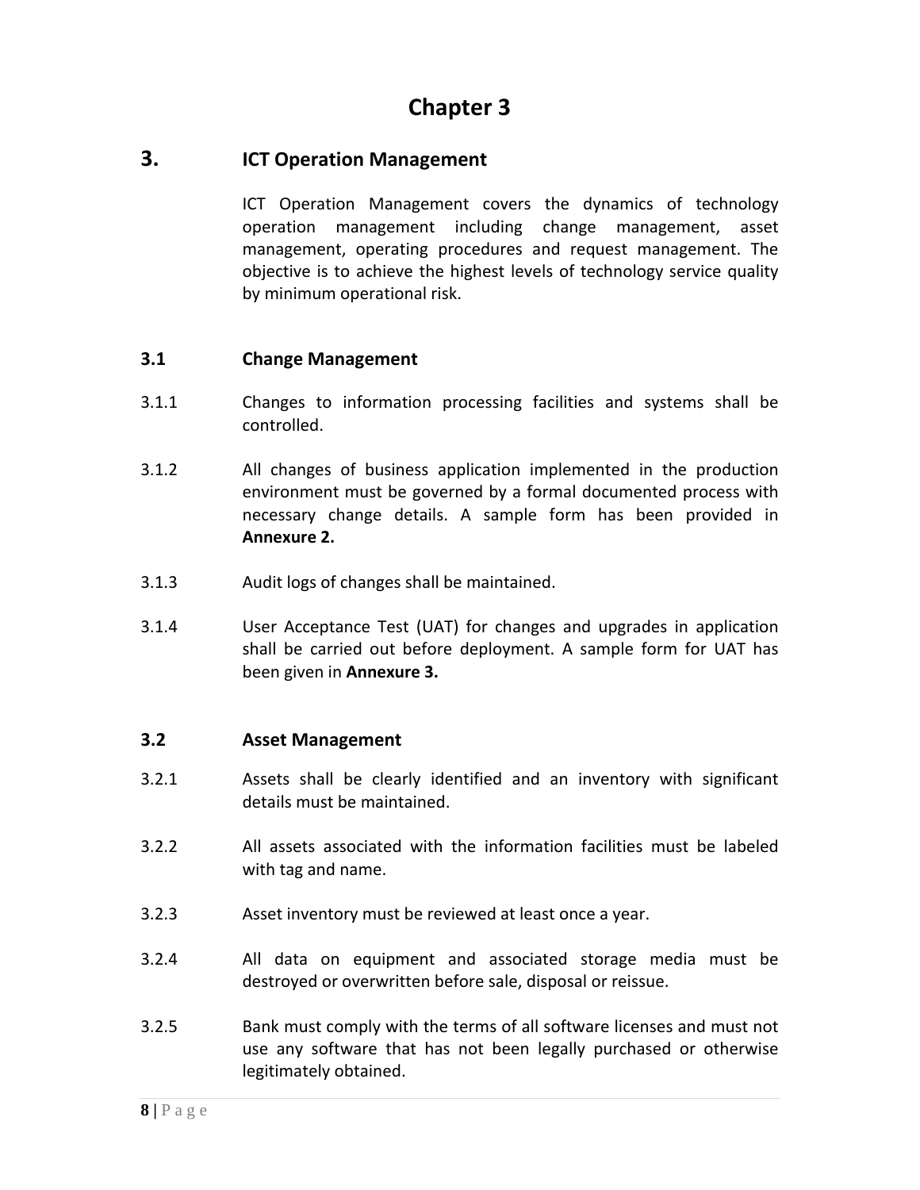# Chapter 3

## 3. ICT Operation Management

ICT Operation Management covers the dynamics of technology operation management including change management, asset management, operating procedures and request management. The objective is to achieve the highest levels of technology service quality by minimum operational risk.

### 3.1 Change Management

3.1.1 Changes to information processing facilities and systems shall be controlled.

3.1.2 All changes of business application implemented in the production environment must be governed by a formal documented process with necessary change details. A sample form has been provided in **Annexure 2.**

3.1.3 Audit logs of changes shall be maintained.

3.1.4 User Acceptance Test (UAT) for changes and upgrades in application shall be carried out before deployment. A sample form for UAT has been given in **Annexure 3.**

### 3.2 Asset Management

3.2.1 Assets shall be clearly identified and an inventory with significant details must be maintained.

3.2.2 All assets associated with the information facilities must be labeled with tag and name.

3.2.3 Asset inventory must be reviewed at least once a year.

3.2.4 All data on equipment and associated storage media must be destroyed or overwritten before sale, disposal or reissue.

3.2.5 Bank must comply with the terms of all software licenses and must not use any software that has not been legally purchased or otherwise legitimately obtained.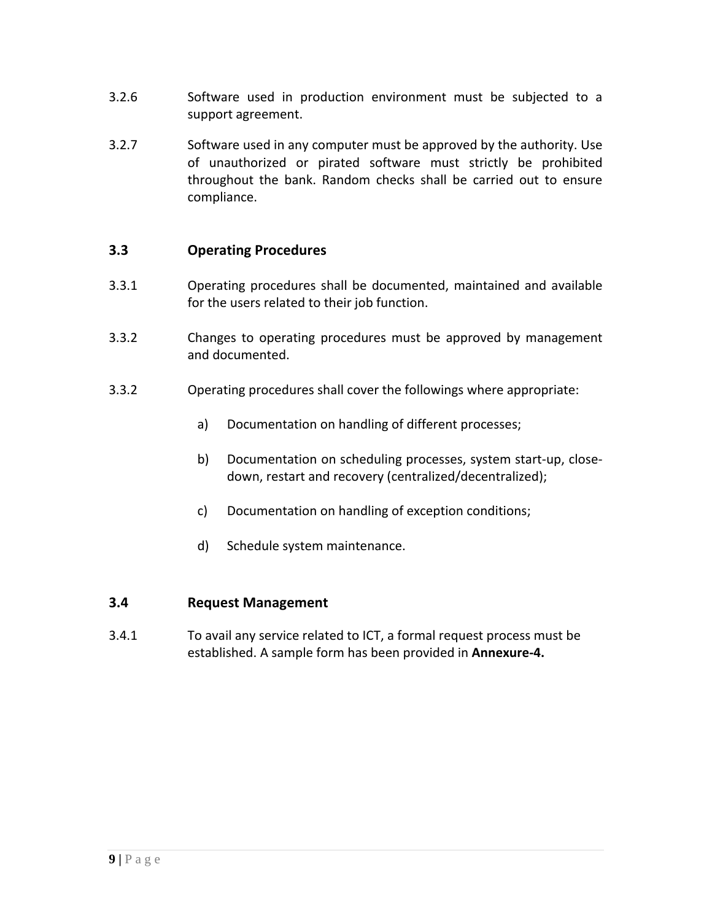3.2.6 Software used in production environment must be subjected to a support agreement.

3.2.7 Software used in any computer must be approved by the authority. Use of unauthorized or pirated software must strictly be prohibited throughout the bank. Random checks shall be carried out to ensure compliance.

### 3.3 Operating Procedures

3.3.1 Operating procedures shall be documented, maintained and available for the users related to their job function.

3.3.2 Changes to operating procedures must be approved by management and documented.

3.3.2 Operating procedures shall cover the followings where appropriate:

a) Documentation on handling of different processes;

b) Documentation on scheduling processes, system start-up, close-down, restart and recovery (centralized/decentralized);

c) Documentation on handling of exception conditions;

d) Schedule system maintenance.

### 3.4 Request Management

3.4.1 To avail any service related to ICT, a formal request process must be established. A sample form has been provided in **Annexure-4.**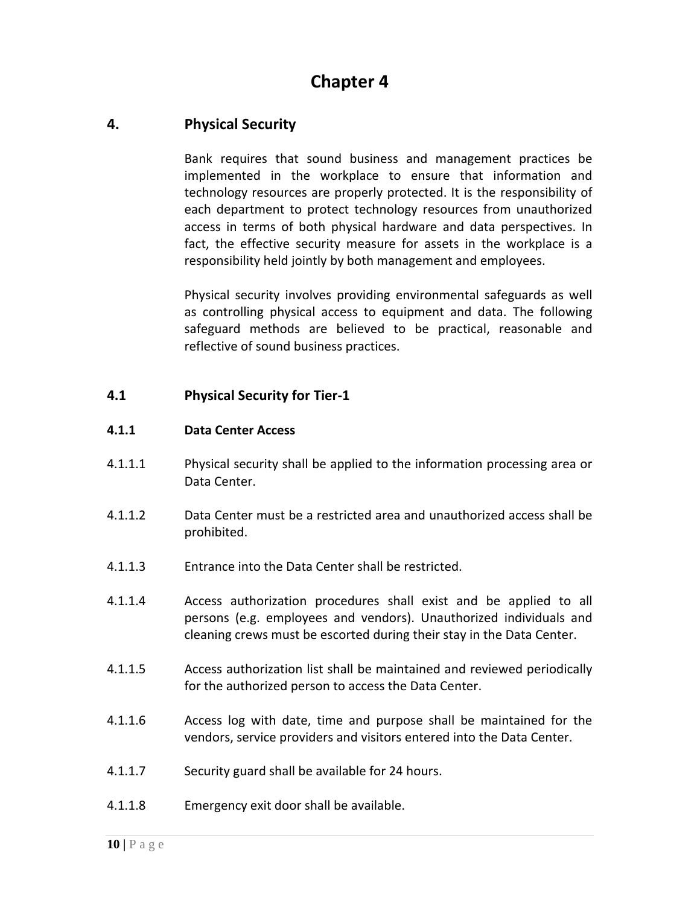# Chapter 4

## 4. Physical Security

Bank requires that sound business and management practices be implemented in the workplace to ensure that information and technology resources are properly protected. It is the responsibility of each department to protect technology resources from unauthorized access in terms of both physical hardware and data perspectives. In fact, the effective security measure for assets in the workplace is a responsibility held jointly by both management and employees.

Physical security involves providing environmental safeguards as well as controlling physical access to equipment and data. The following safeguard methods are believed to be practical, reasonable and reflective of sound business practices.

### 4.1 Physical Security for Tier-1

#### 4.1.1 Data Center Access

4.1.1.1 Physical security shall be applied to the information processing area or Data Center.

4.1.1.2 Data Center must be a restricted area and unauthorized access shall be prohibited.

4.1.1.3 Entrance into the Data Center shall be restricted.

4.1.1.4 Access authorization procedures shall exist and be applied to all persons (e.g. employees and vendors). Unauthorized individuals and cleaning crews must be escorted during their stay in the Data Center.

4.1.1.5 Access authorization list shall be maintained and reviewed periodically for the authorized person to access the Data Center.

4.1.1.6 Access log with date, time and purpose shall be maintained for the vendors, service providers and visitors entered into the Data Center.

4.1.1.7 Security guard shall be available for 24 hours.

4.1.1.8 Emergency exit door shall be available.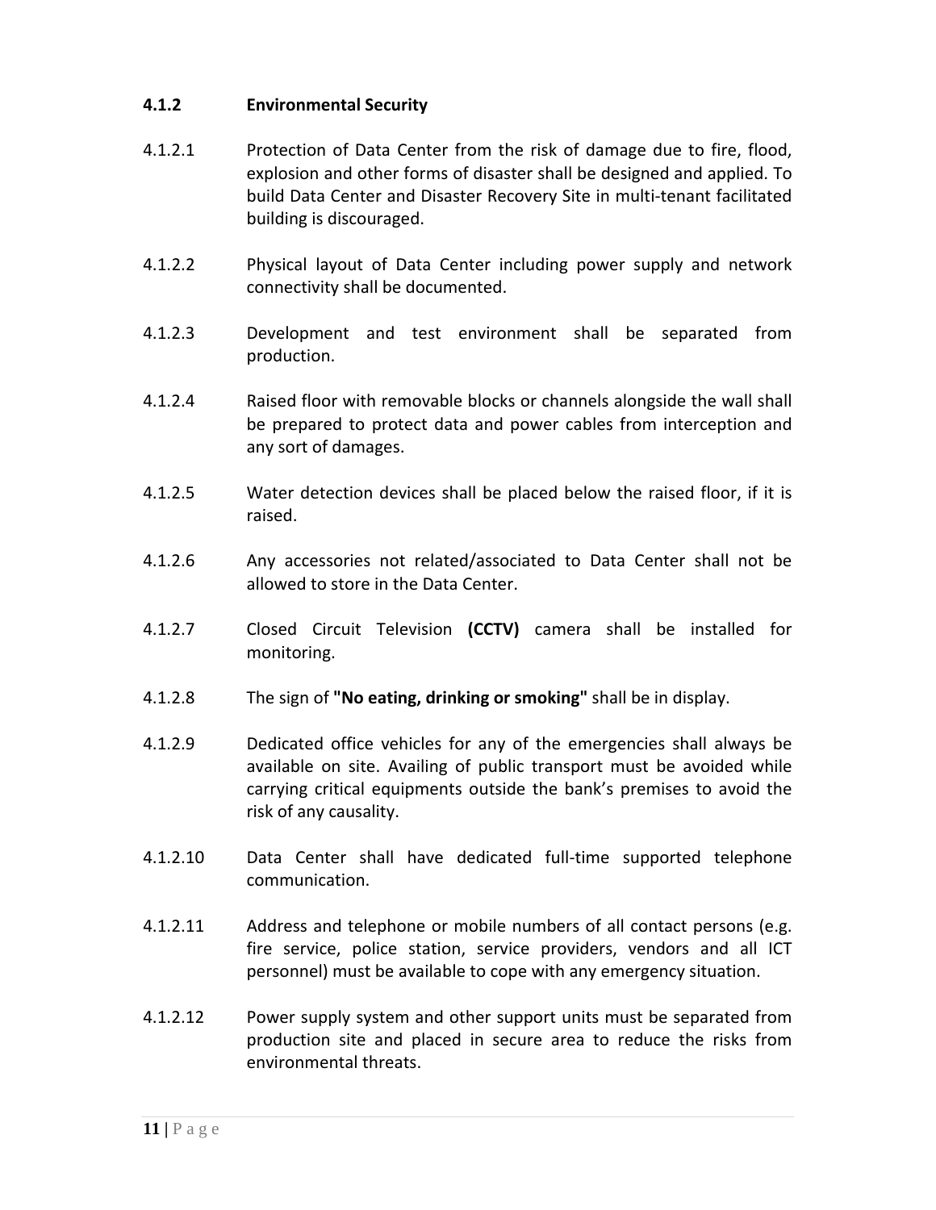### 4.1.2 Environmental Security

4.1.2.1 Protection of Data Center from the risk of damage due to fire, flood, explosion and other forms of disaster shall be designed and applied. To build Data Center and Disaster Recovery Site in multi-tenant facilitated building is discouraged.

4.1.2.2 Physical layout of Data Center including power supply and network connectivity shall be documented.

4.1.2.3 Development and test environment shall be separated from production.

4.1.2.4 Raised floor with removable blocks or channels alongside the wall shall be prepared to protect data and power cables from interception and any sort of damages.

4.1.2.5 Water detection devices shall be placed below the raised floor, if it is raised.

4.1.2.6 Any accessories not related/associated to Data Center shall not be allowed to store in the Data Center.

4.1.2.7 Closed Circuit Television **(CCTV)** camera shall be installed for monitoring.

4.1.2.8 The sign of **"No eating, drinking or smoking"** shall be in display.

4.1.2.9 Dedicated office vehicles for any of the emergencies shall always be available on site. Availing of public transport must be avoided while carrying critical equipments outside the bank's premises to avoid the risk of any causality.

4.1.2.10 Data Center shall have dedicated full-time supported telephone communication.

4.1.2.11 Address and telephone or mobile numbers of all contact persons (e.g. fire service, police station, service providers, vendors and all ICT personnel) must be available to cope with any emergency situation.

4.1.2.12 Power supply system and other support units must be separated from production site and placed in secure area to reduce the risks from environmental threats.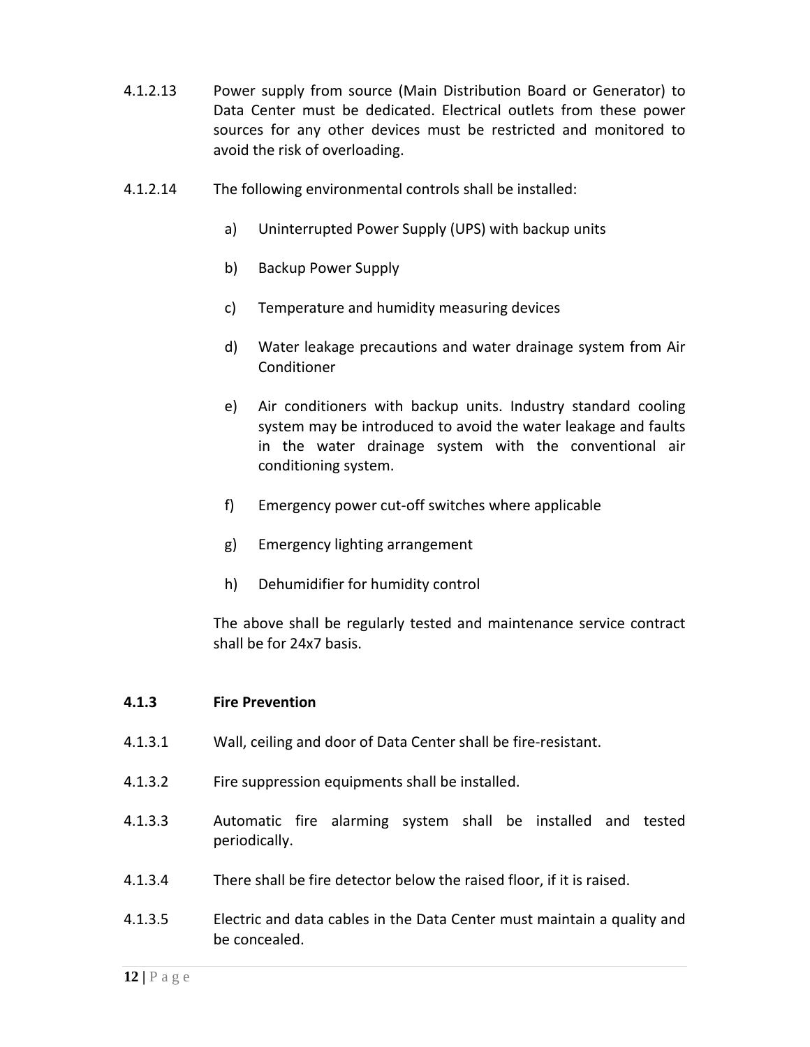4.1.2.13 Power supply from source (Main Distribution Board or Generator) to Data Center must be dedicated. Electrical outlets from these power sources for any other devices must be restricted and monitored to avoid the risk of overloading.

4.1.2.14 The following environmental controls shall be installed:

a) Uninterrupted Power Supply (UPS) with backup units

b) Backup Power Supply

c) Temperature and humidity measuring devices

d) Water leakage precautions and water drainage system from Air Conditioner

e) Air conditioners with backup units. Industry standard cooling system may be introduced to avoid the water leakage and faults in the water drainage system with the conventional air conditioning system.

f) Emergency power cut-off switches where applicable

g) Emergency lighting arrangement

h) Dehumidifier for humidity control

The above shall be regularly tested and maintenance service contract shall be for 24x7 basis.

### 4.1.3 Fire Prevention

4.1.3.1 Wall, ceiling and door of Data Center shall be fire-resistant.

4.1.3.2 Fire suppression equipments shall be installed.

4.1.3.3 Automatic fire alarming system shall be installed and tested periodically.

4.1.3.4 There shall be fire detector below the raised floor, if it is raised.

4.1.3.5 Electric and data cables in the Data Center must maintain a quality and be concealed.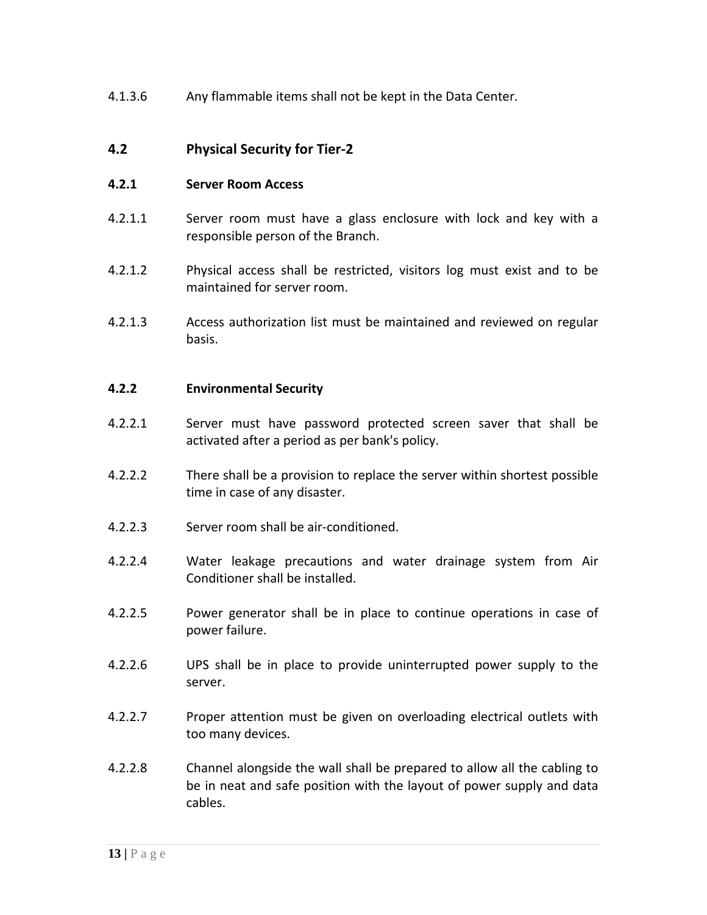4.1.3.6 Any flammable items shall not be kept in the Data Center.

## 4.2 Physical Security for Tier-2

### 4.2.1 Server Room Access

4.2.1.1 Server room must have a glass enclosure with lock and key with a responsible person of the Branch.

4.2.1.2 Physical access shall be restricted, visitors log must exist and to be maintained for server room.

4.2.1.3 Access authorization list must be maintained and reviewed on regular basis.

### 4.2.2 Environmental Security

4.2.2.1 Server must have password protected screen saver that shall be activated after a period as per bank's policy.

4.2.2.2 There shall be a provision to replace the server within shortest possible time in case of any disaster.

4.2.2.3 Server room shall be air-conditioned.

4.2.2.4 Water leakage precautions and water drainage system from Air Conditioner shall be installed.

4.2.2.5 Power generator shall be in place to continue operations in case of power failure.

4.2.2.6 UPS shall be in place to provide uninterrupted power supply to the server.

4.2.2.7 Proper attention must be given on overloading electrical outlets with too many devices.

4.2.2.8 Channel alongside the wall shall be prepared to allow all the cabling to be in neat and safe position with the layout of power supply and data cables.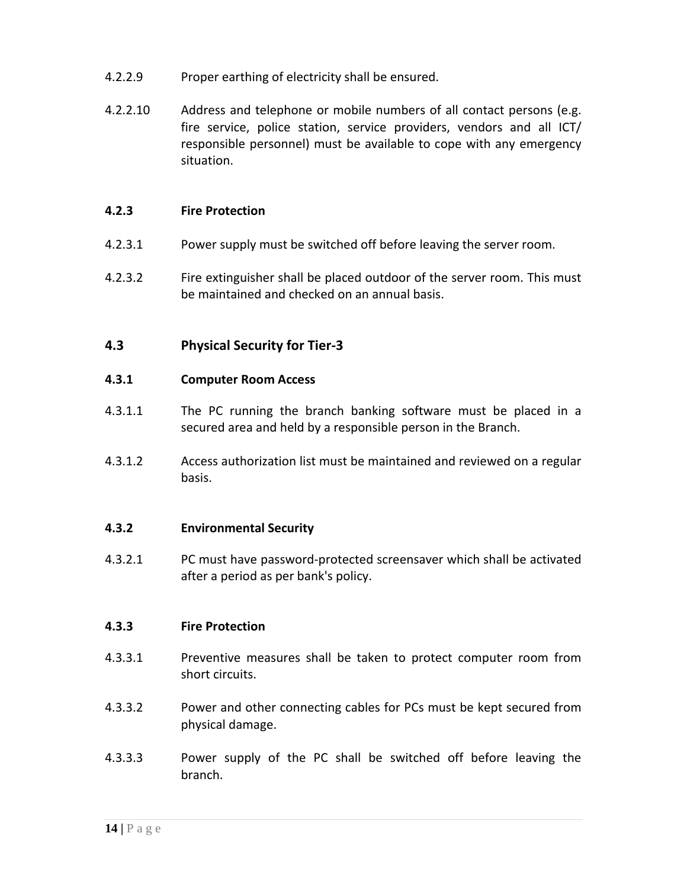4.2.2.9 Proper earthing of electricity shall be ensured.

4.2.2.10 Address and telephone or mobile numbers of all contact persons (e.g. fire service, police station, service providers, vendors and all ICT/ responsible personnel) must be available to cope with any emergency situation.

#### 4.2.3 Fire Protection

4.2.3.1 Power supply must be switched off before leaving the server room.

4.2.3.2 Fire extinguisher shall be placed outdoor of the server room. This must be maintained and checked on an annual basis.

### 4.3 Physical Security for Tier-3

#### 4.3.1 Computer Room Access

4.3.1.1 The PC running the branch banking software must be placed in a secured area and held by a responsible person in the Branch.

4.3.1.2 Access authorization list must be maintained and reviewed on a regular basis.

#### 4.3.2 Environmental Security

4.3.2.1 PC must have password-protected screensaver which shall be activated after a period as per bank's policy.

#### 4.3.3 Fire Protection

4.3.3.1 Preventive measures shall be taken to protect computer room from short circuits.

4.3.3.2 Power and other connecting cables for PCs must be kept secured from physical damage.

4.3.3.3 Power supply of the PC shall be switched off before leaving the branch.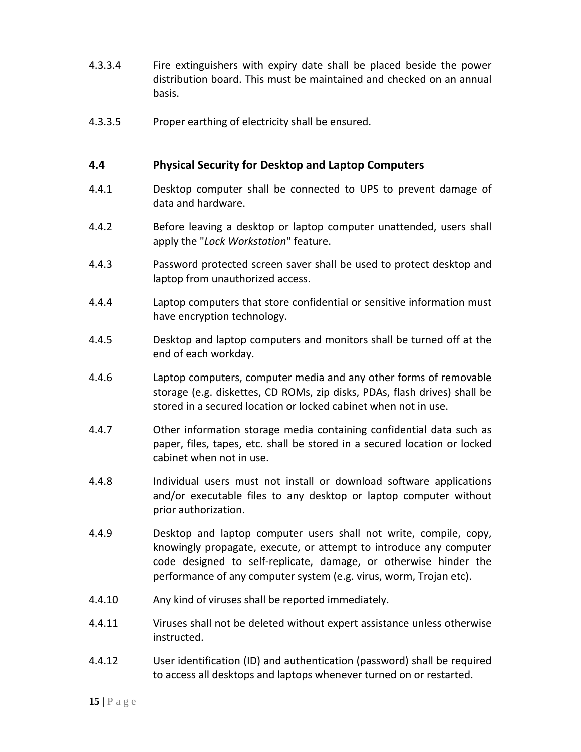4.3.3.4 Fire extinguishers with expiry date shall be placed beside the power distribution board. This must be maintained and checked on an annual basis.

4.3.3.5 Proper earthing of electricity shall be ensured.

## 4.4 Physical Security for Desktop and Laptop Computers

4.4.1 Desktop computer shall be connected to UPS to prevent damage of data and hardware.

4.4.2 Before leaving a desktop or laptop computer unattended, users shall apply the "*Lock Workstation*" feature.

4.4.3 Password protected screen saver shall be used to protect desktop and laptop from unauthorized access.

4.4.4 Laptop computers that store confidential or sensitive information must have encryption technology.

4.4.5 Desktop and laptop computers and monitors shall be turned off at the end of each workday.

4.4.6 Laptop computers, computer media and any other forms of removable storage (e.g. diskettes, CD ROMs, zip disks, PDAs, flash drives) shall be stored in a secured location or locked cabinet when not in use.

4.4.7 Other information storage media containing confidential data such as paper, files, tapes, etc. shall be stored in a secured location or locked cabinet when not in use.

4.4.8 Individual users must not install or download software applications and/or executable files to any desktop or laptop computer without prior authorization.

4.4.9 Desktop and laptop computer users shall not write, compile, copy, knowingly propagate, execute, or attempt to introduce any computer code designed to self-replicate, damage, or otherwise hinder the performance of any computer system (e.g. virus, worm, Trojan etc).

4.4.10 Any kind of viruses shall be reported immediately.

4.4.11 Viruses shall not be deleted without expert assistance unless otherwise instructed.

4.4.12 User identification (ID) and authentication (password) shall be required to access all desktops and laptops whenever turned on or restarted.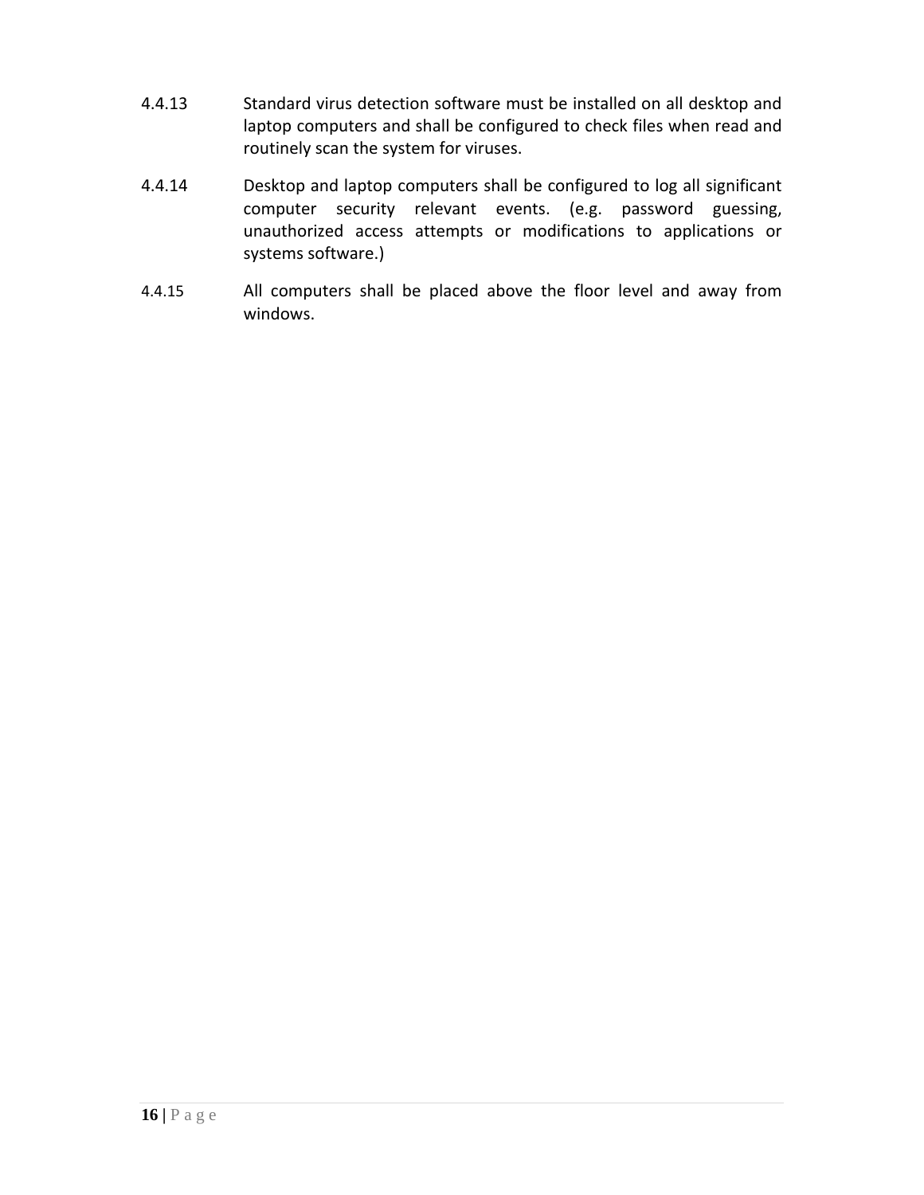4.4.13 Standard virus detection software must be installed on all desktop and laptop computers and shall be configured to check files when read and routinely scan the system for viruses.

4.4.14 Desktop and laptop computers shall be configured to log all significant computer security relevant events. (e.g. password guessing, unauthorized access attempts or modifications to applications or systems software.)

4.4.15 All computers shall be placed above the floor level and away from windows.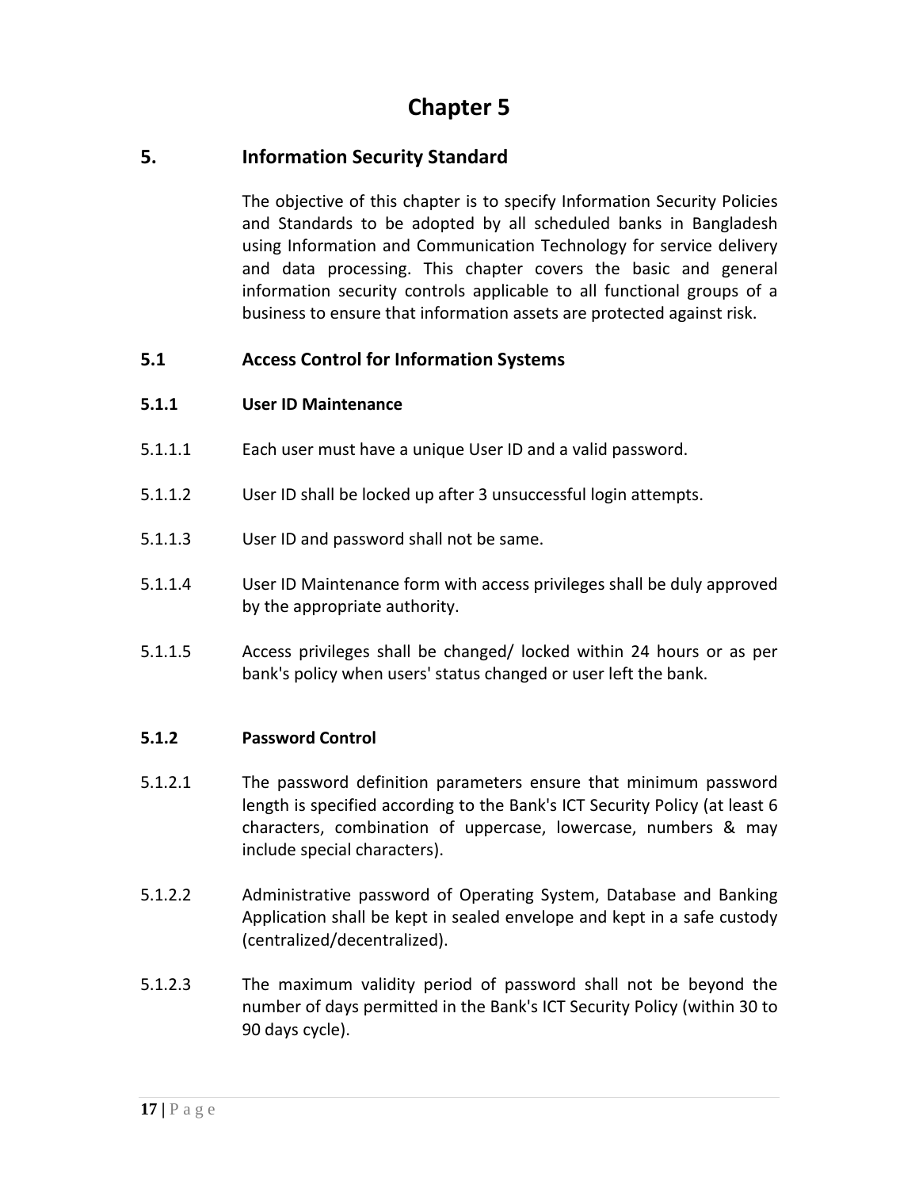# Chapter 5

## 5. Information Security Standard

The objective of this chapter is to specify Information Security Policies and Standards to be adopted by all scheduled banks in Bangladesh using Information and Communication Technology for service delivery and data processing. This chapter covers the basic and general information security controls applicable to all functional groups of a business to ensure that information assets are protected against risk.

### 5.1 Access Control for Information Systems

#### 5.1.1 User ID Maintenance

5.1.1.1 Each user must have a unique User ID and a valid password.

5.1.1.2 User ID shall be locked up after 3 unsuccessful login attempts.

5.1.1.3 User ID and password shall not be same.

5.1.1.4 User ID Maintenance form with access privileges shall be duly approved by the appropriate authority.

5.1.1.5 Access privileges shall be changed/ locked within 24 hours or as per bank's policy when users' status changed or user left the bank.

#### 5.1.2 Password Control

5.1.2.1 The password definition parameters ensure that minimum password length is specified according to the Bank's ICT Security Policy (at least 6 characters, combination of uppercase, lowercase, numbers & may include special characters).

5.1.2.2 Administrative password of Operating System, Database and Banking Application shall be kept in sealed envelope and kept in a safe custody (centralized/decentralized).

5.1.2.3 The maximum validity period of password shall not be beyond the number of days permitted in the Bank's ICT Security Policy (within 30 to 90 days cycle).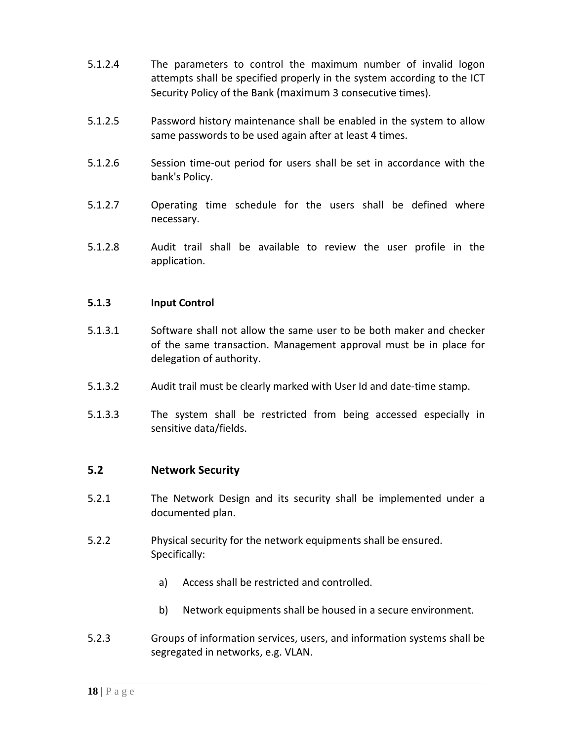5.1.2.4 The parameters to control the maximum number of invalid logon attempts shall be specified properly in the system according to the ICT Security Policy of the Bank (maximum 3 consecutive times).

5.1.2.5 Password history maintenance shall be enabled in the system to allow same passwords to be used again after at least 4 times.

5.1.2.6 Session time-out period for users shall be set in accordance with the bank's Policy.

5.1.2.7 Operating time schedule for the users shall be defined where necessary.

5.1.2.8 Audit trail shall be available to review the user profile in the application.

#### 5.1.3 Input Control

5.1.3.1 Software shall not allow the same user to be both maker and checker of the same transaction. Management approval must be in place for delegation of authority.

5.1.3.2 Audit trail must be clearly marked with User Id and date-time stamp.

5.1.3.3 The system shall be restricted from being accessed especially in sensitive data/fields.

### 5.2 Network Security

5.2.1 The Network Design and its security shall be implemented under a documented plan.

5.2.2 Physical security for the network equipments shall be ensured. Specifically:

a) Access shall be restricted and controlled.

b) Network equipments shall be housed in a secure environment.

5.2.3 Groups of information services, users, and information systems shall be segregated in networks, e.g. VLAN.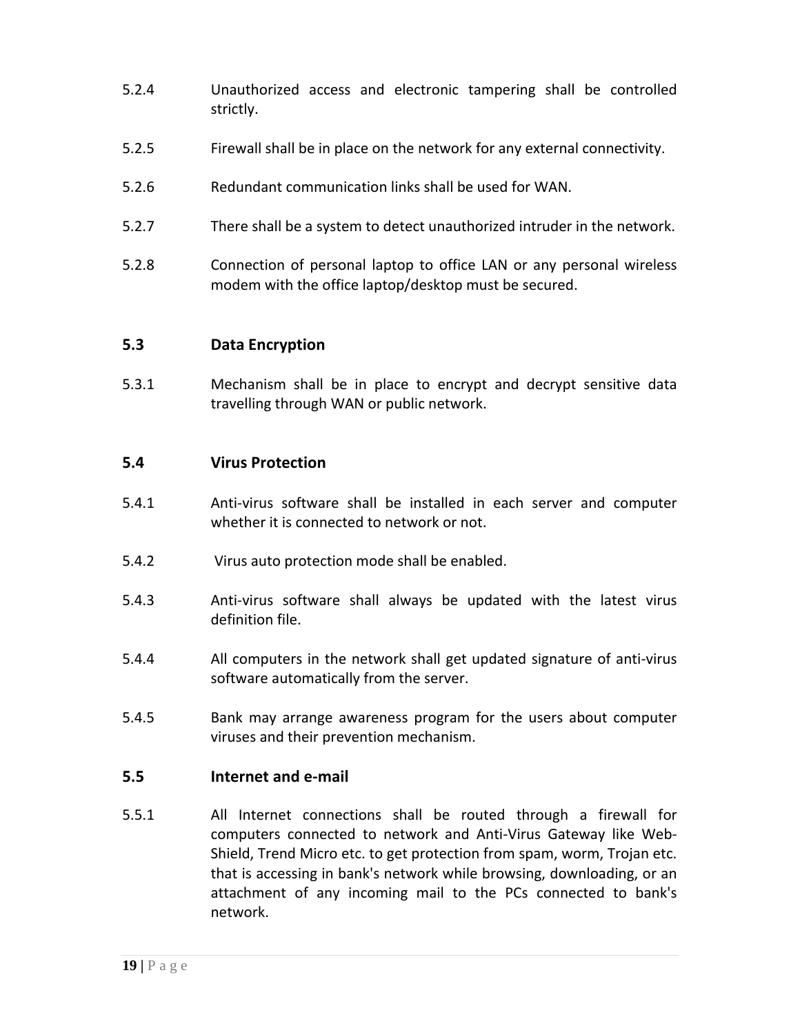5.2.4 Unauthorized access and electronic tampering shall be controlled strictly.

5.2.5 Firewall shall be in place on the network for any external connectivity.

5.2.6 Redundant communication links shall be used for WAN.

5.2.7 There shall be a system to detect unauthorized intruder in the network.

5.2.8 Connection of personal laptop to office LAN or any personal wireless modem with the office laptop/desktop must be secured.

### 5.3 Data Encryption

5.3.1 Mechanism shall be in place to encrypt and decrypt sensitive data travelling through WAN or public network.

### 5.4 Virus Protection

5.4.1 Anti-virus software shall be installed in each server and computer whether it is connected to network or not.

5.4.2 Virus auto protection mode shall be enabled.

5.4.3 Anti-virus software shall always be updated with the latest virus definition file.

5.4.4 All computers in the network shall get updated signature of anti-virus software automatically from the server.

5.4.5 Bank may arrange awareness program for the users about computer viruses and their prevention mechanism.

### 5.5 Internet and e-mail

5.5.1 All Internet connections shall be routed through a firewall for computers connected to network and Anti-Virus Gateway like Web-Shield, Trend Micro etc. to get protection from spam, worm, Trojan etc. that is accessing in bank's network while browsing, downloading, or an attachment of any incoming mail to the PCs connected to bank's network.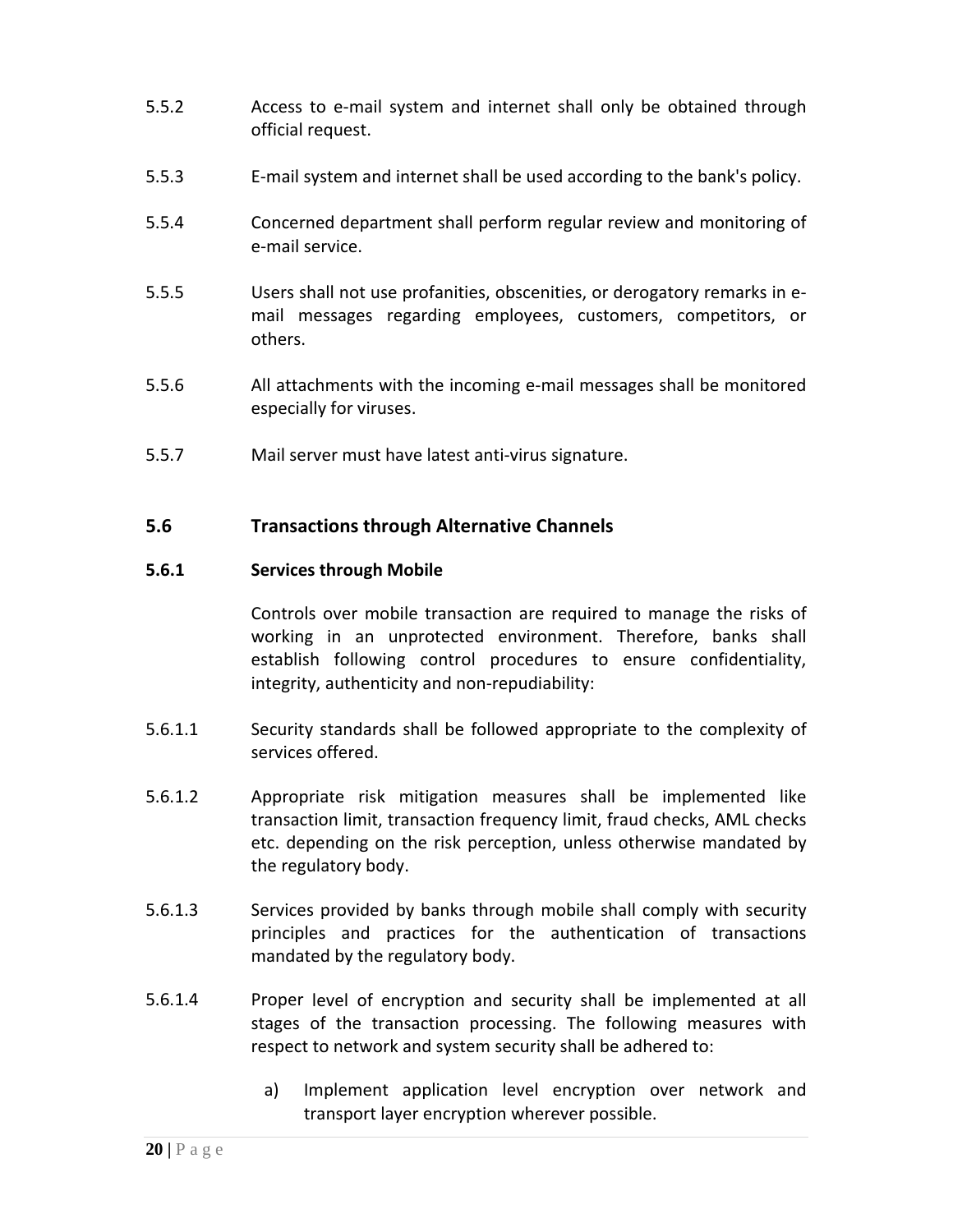5.5.2 Access to e-mail system and internet shall only be obtained through official request.

5.5.3 E-mail system and internet shall be used according to the bank's policy.

5.5.4 Concerned department shall perform regular review and monitoring of e-mail service.

5.5.5 Users shall not use profanities, obscenities, or derogatory remarks in e-mail messages regarding employees, customers, competitors, or others.

5.5.6 All attachments with the incoming e-mail messages shall be monitored especially for viruses.

5.5.7 Mail server must have latest anti-virus signature.

## 5.6 Transactions through Alternative Channels

### 5.6.1 Services through Mobile

Controls over mobile transaction are required to manage the risks of working in an unprotected environment. Therefore, banks shall establish following control procedures to ensure confidentiality, integrity, authenticity and non-repudiability:

5.6.1.1 Security standards shall be followed appropriate to the complexity of services offered.

5.6.1.2 Appropriate risk mitigation measures shall be implemented like transaction limit, transaction frequency limit, fraud checks, AML checks etc. depending on the risk perception, unless otherwise mandated by the regulatory body.

5.6.1.3 Services provided by banks through mobile shall comply with security principles and practices for the authentication of transactions mandated by the regulatory body.

5.6.1.4 Proper level of encryption and security shall be implemented at all stages of the transaction processing. The following measures with respect to network and system security shall be adhered to:

a) Implement application level encryption over network and transport layer encryption wherever possible.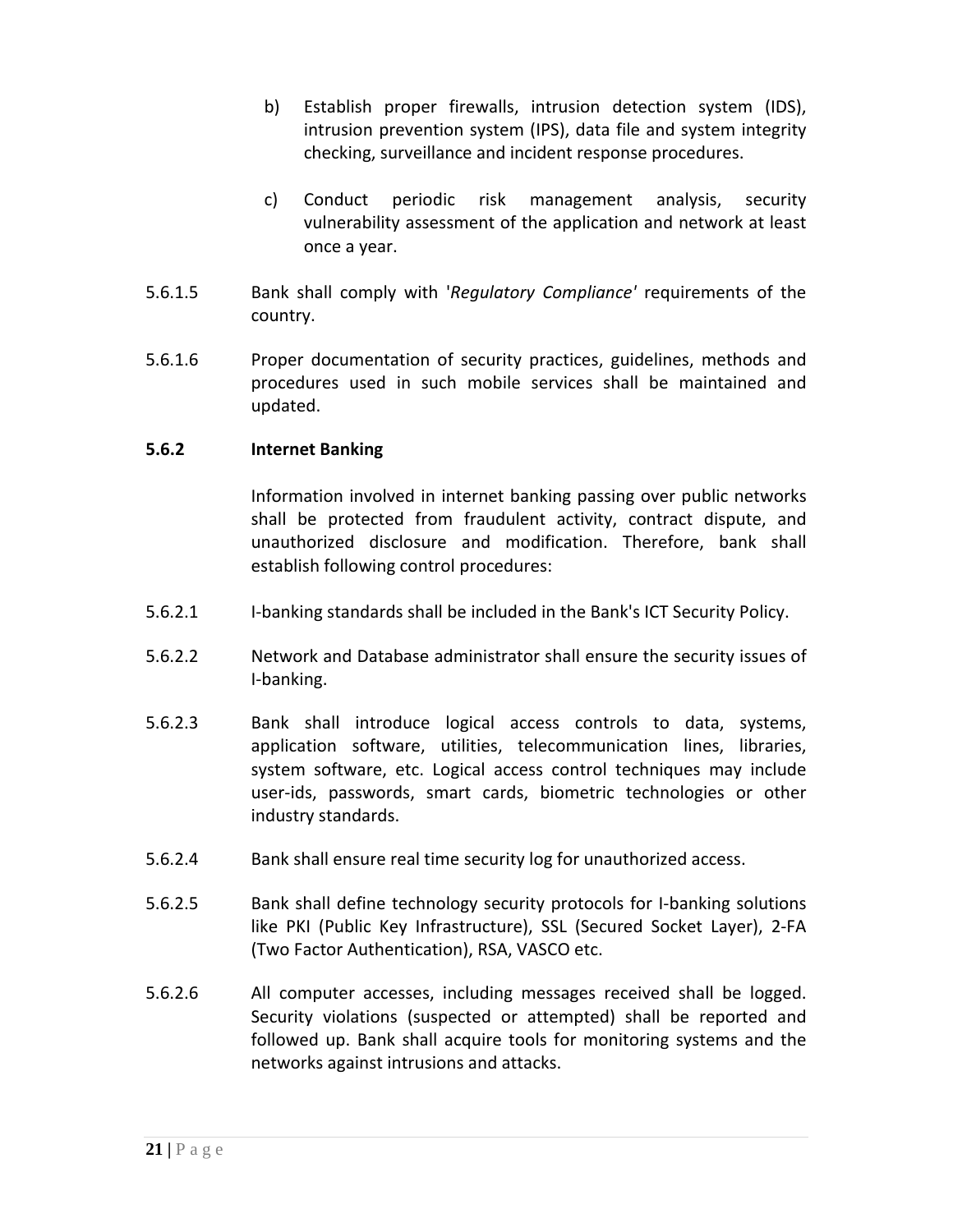b) Establish proper firewalls, intrusion detection system (IDS), intrusion prevention system (IPS), data file and system integrity checking, surveillance and incident response procedures.

c) Conduct periodic risk management analysis, security vulnerability assessment of the application and network at least once a year.

5.6.1.5 Bank shall comply with '*Regulatory Compliance'* requirements of the country.

5.6.1.6 Proper documentation of security practices, guidelines, methods and procedures used in such mobile services shall be maintained and updated.

### 5.6.2 Internet Banking

Information involved in internet banking passing over public networks shall be protected from fraudulent activity, contract dispute, and unauthorized disclosure and modification. Therefore, bank shall establish following control procedures:

5.6.2.1 I-banking standards shall be included in the Bank's ICT Security Policy.

5.6.2.2 Network and Database administrator shall ensure the security issues of I-banking.

5.6.2.3 Bank shall introduce logical access controls to data, systems, application software, utilities, telecommunication lines, libraries, system software, etc. Logical access control techniques may include user-ids, passwords, smart cards, biometric technologies or other industry standards.

5.6.2.4 Bank shall ensure real time security log for unauthorized access.

5.6.2.5 Bank shall define technology security protocols for I-banking solutions like PKI (Public Key Infrastructure), SSL (Secured Socket Layer), 2-FA (Two Factor Authentication), RSA, VASCO etc.

5.6.2.6 All computer accesses, including messages received shall be logged. Security violations (suspected or attempted) shall be reported and followed up. Bank shall acquire tools for monitoring systems and the networks against intrusions and attacks.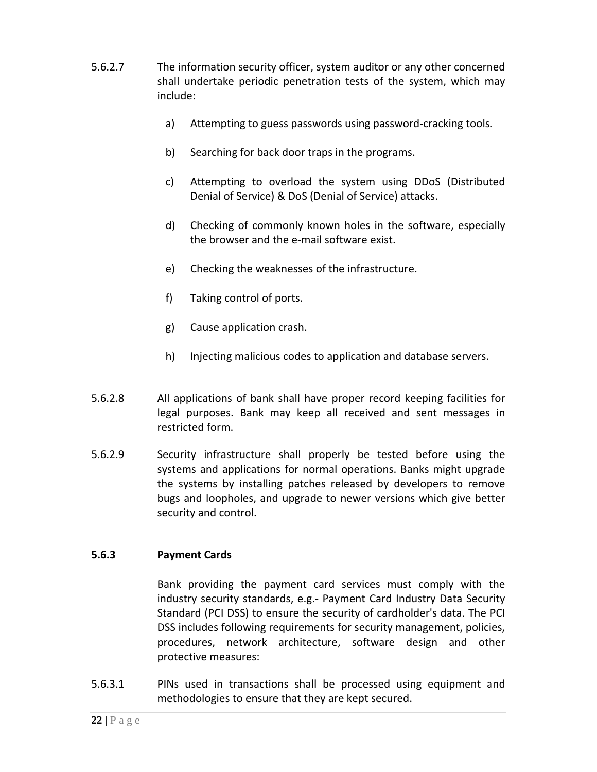5.6.2.7 The information security officer, system auditor or any other concerned shall undertake periodic penetration tests of the system, which may include:

a) Attempting to guess passwords using password-cracking tools.

b) Searching for back door traps in the programs.

c) Attempting to overload the system using DDoS (Distributed Denial of Service) & DoS (Denial of Service) attacks.

d) Checking of commonly known holes in the software, especially the browser and the e-mail software exist.

e) Checking the weaknesses of the infrastructure.

f) Taking control of ports.

g) Cause application crash.

h) Injecting malicious codes to application and database servers.

5.6.2.8 All applications of bank shall have proper record keeping facilities for legal purposes. Bank may keep all received and sent messages in restricted form.

5.6.2.9 Security infrastructure shall properly be tested before using the systems and applications for normal operations. Banks might upgrade the systems by installing patches released by developers to remove bugs and loopholes, and upgrade to newer versions which give better security and control.

### 5.6.3 Payment Cards

Bank providing the payment card services must comply with the industry security standards, e.g.- Payment Card Industry Data Security Standard (PCI DSS) to ensure the security of cardholder's data. The PCI DSS includes following requirements for security management, policies, procedures, network architecture, software design and other protective measures:

5.6.3.1 PINs used in transactions shall be processed using equipment and methodologies to ensure that they are kept secured.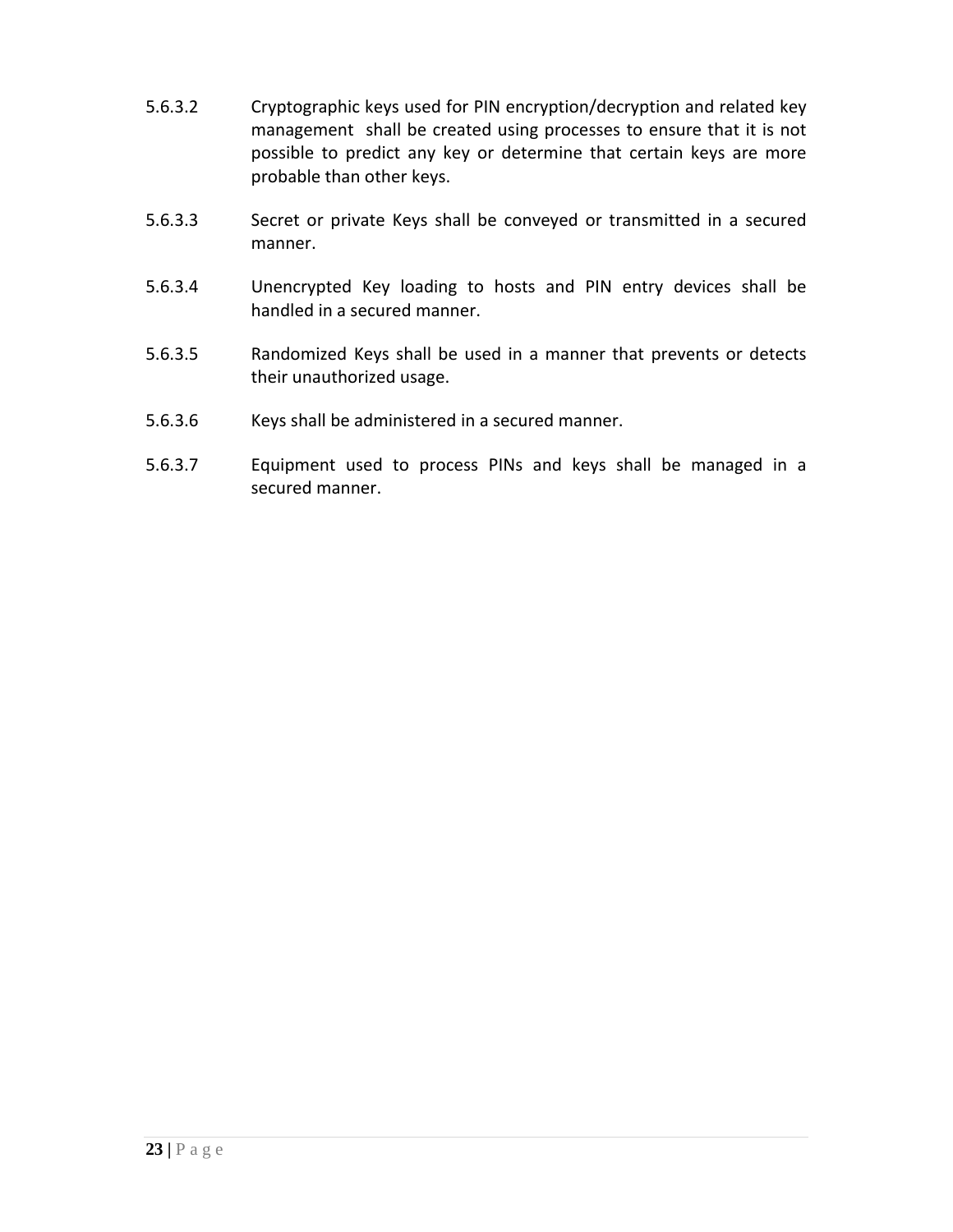5.6.3.2 Cryptographic keys used for PIN encryption/decryption and related key management shall be created using processes to ensure that it is not possible to predict any key or determine that certain keys are more probable than other keys.

5.6.3.3 Secret or private Keys shall be conveyed or transmitted in a secured manner.

5.6.3.4 Unencrypted Key loading to hosts and PIN entry devices shall be handled in a secured manner.

5.6.3.5 Randomized Keys shall be used in a manner that prevents or detects their unauthorized usage.

5.6.3.6 Keys shall be administered in a secured manner.

5.6.3.7 Equipment used to process PINs and keys shall be managed in a secured manner.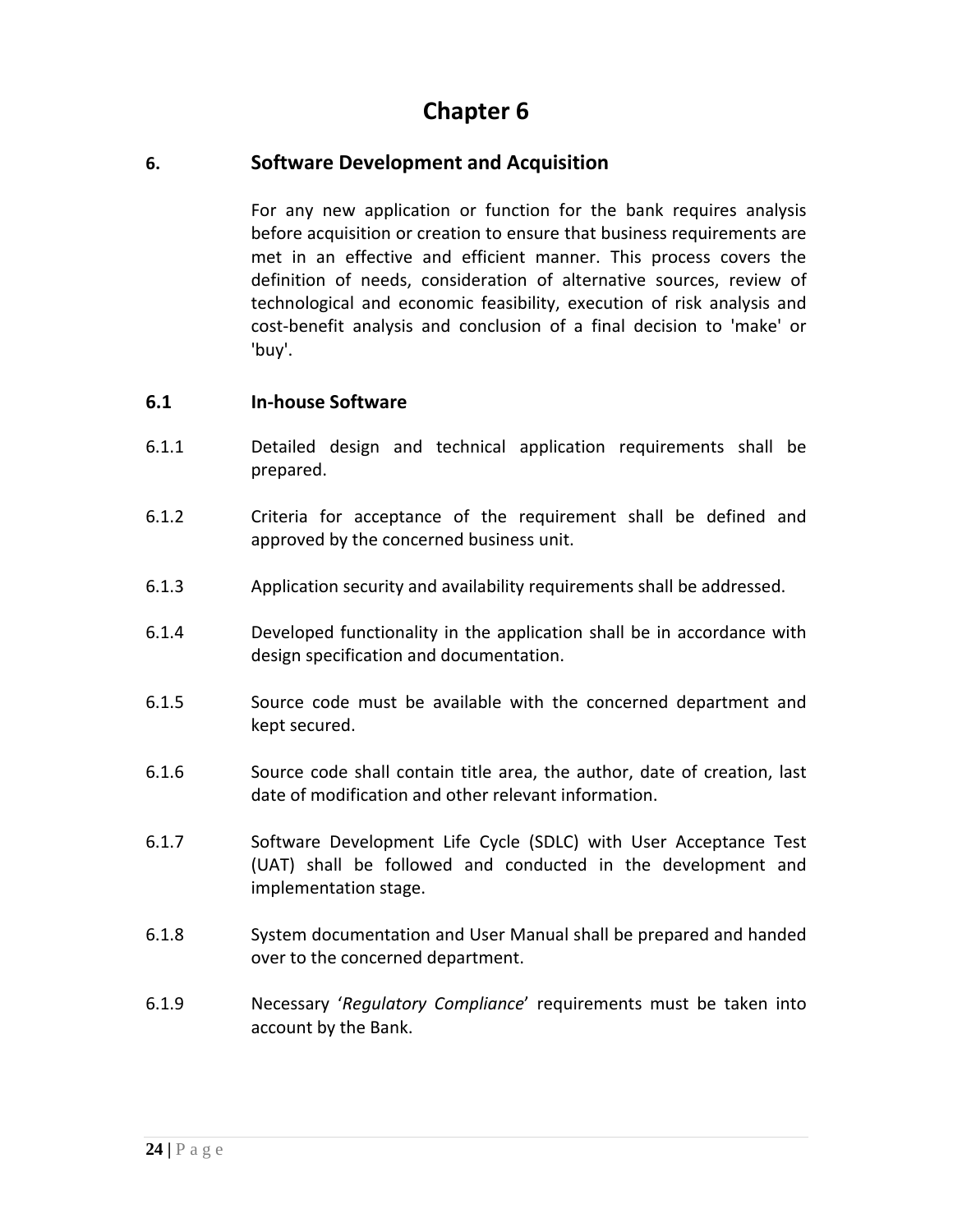# Chapter 6

## 6. Software Development and Acquisition

For any new application or function for the bank requires analysis before acquisition or creation to ensure that business requirements are met in an effective and efficient manner. This process covers the definition of needs, consideration of alternative sources, review of technological and economic feasibility, execution of risk analysis and cost-benefit analysis and conclusion of a final decision to 'make' or 'buy'.

### 6.1 In-house Software

6.1.1 Detailed design and technical application requirements shall be prepared.

6.1.2 Criteria for acceptance of the requirement shall be defined and approved by the concerned business unit.

6.1.3 Application security and availability requirements shall be addressed.

6.1.4 Developed functionality in the application shall be in accordance with design specification and documentation.

6.1.5 Source code must be available with the concerned department and kept secured.

6.1.6 Source code shall contain title area, the author, date of creation, last date of modification and other relevant information.

6.1.7 Software Development Life Cycle (SDLC) with User Acceptance Test (UAT) shall be followed and conducted in the development and implementation stage.

6.1.8 System documentation and User Manual shall be prepared and handed over to the concerned department.

6.1.9 Necessary '*Regulatory Compliance*' requirements must be taken into account by the Bank.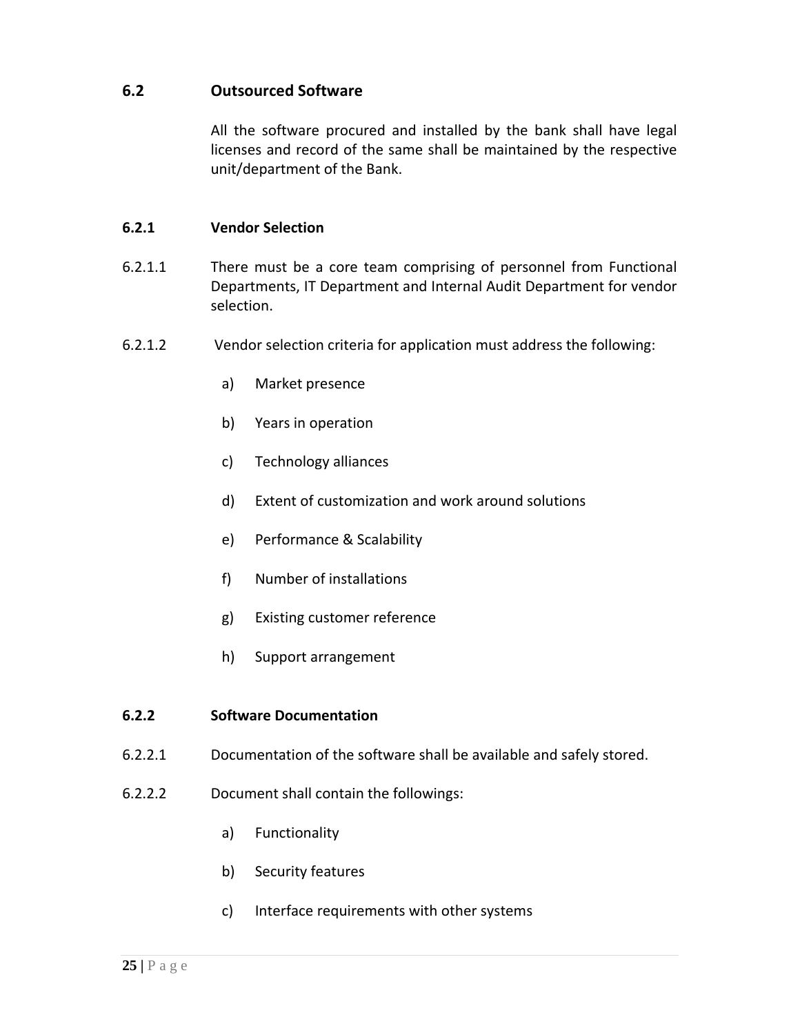## 6.2 Outsourced Software

All the software procured and installed by the bank shall have legal licenses and record of the same shall be maintained by the respective unit/department of the Bank.

### 6.2.1 Vendor Selection

6.2.1.1 There must be a core team comprising of personnel from Functional Departments, IT Department and Internal Audit Department for vendor selection.

6.2.1.2 Vendor selection criteria for application must address the following:

a) Market presence

b) Years in operation

c) Technology alliances

d) Extent of customization and work around solutions

e) Performance & Scalability

f) Number of installations

g) Existing customer reference

h) Support arrangement

### 6.2.2 Software Documentation

6.2.2.1 Documentation of the software shall be available and safely stored.

6.2.2.2 Document shall contain the followings:

a) Functionality

b) Security features

c) Interface requirements with other systems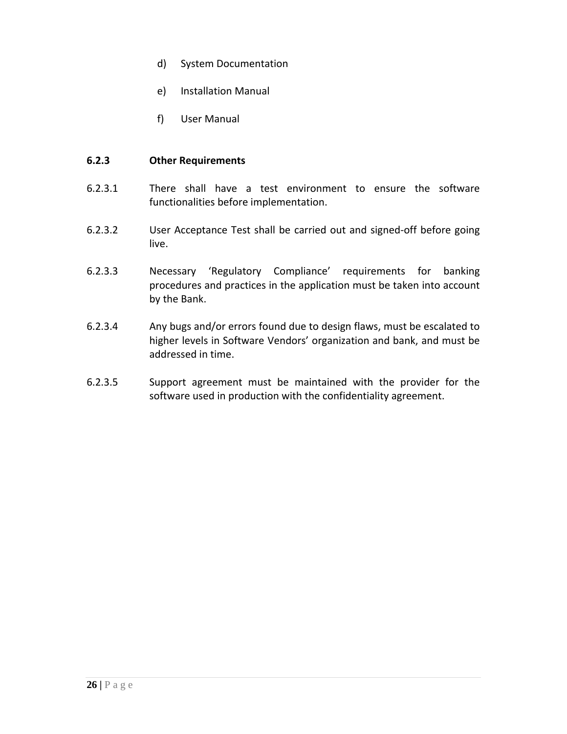d) System Documentation

e) Installation Manual

f) User Manual

### 6.2.3 Other Requirements

6.2.3.1 There shall have a test environment to ensure the software functionalities before implementation.

6.2.3.2 User Acceptance Test shall be carried out and signed-off before going live.

6.2.3.3 Necessary 'Regulatory Compliance' requirements for banking procedures and practices in the application must be taken into account by the Bank.

6.2.3.4 Any bugs and/or errors found due to design flaws, must be escalated to higher levels in Software Vendors' organization and bank, and must be addressed in time.

6.2.3.5 Support agreement must be maintained with the provider for the software used in production with the confidentiality agreement.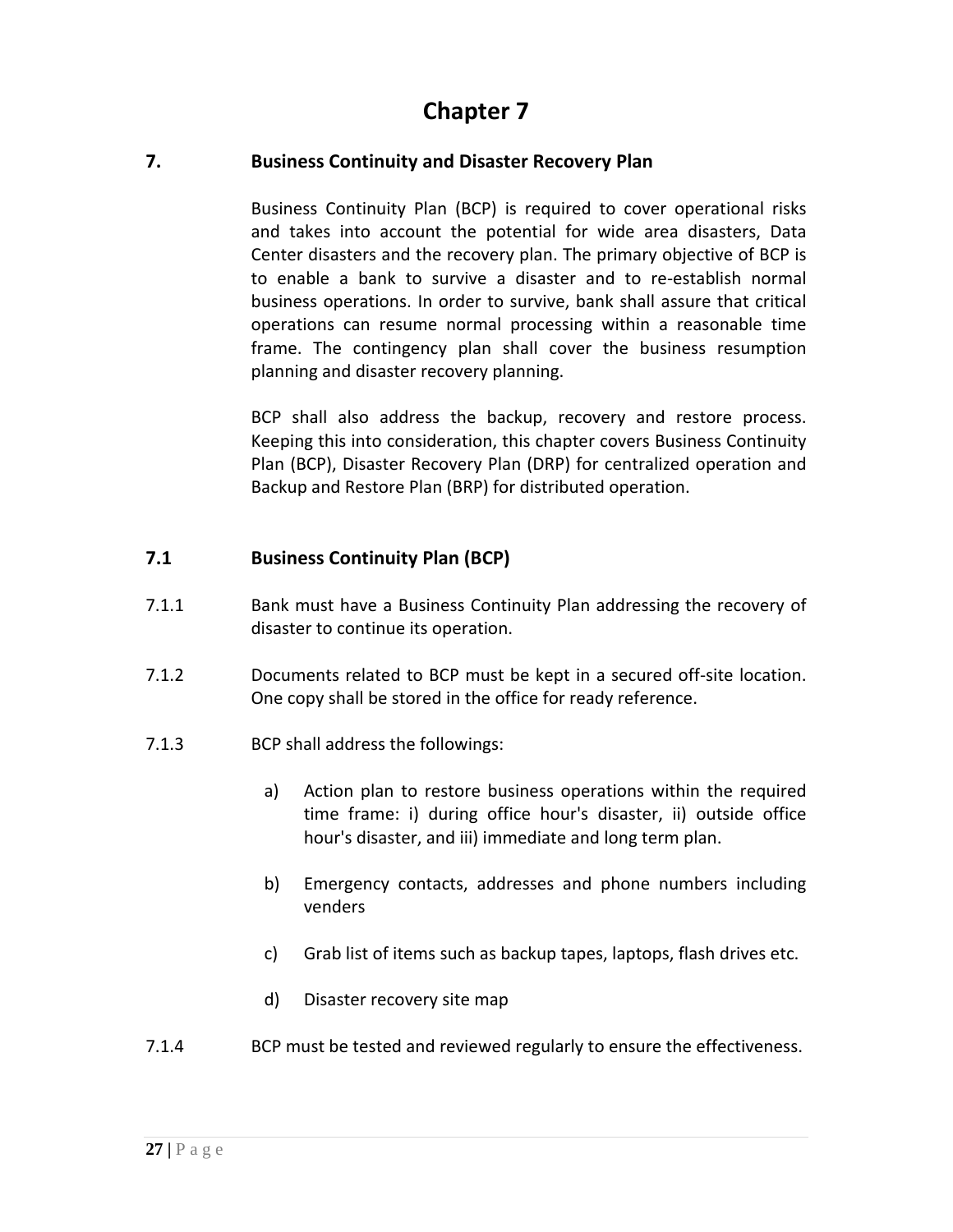# Chapter 7

## 7. Business Continuity and Disaster Recovery Plan

Business Continuity Plan (BCP) is required to cover operational risks and takes into account the potential for wide area disasters, Data Center disasters and the recovery plan. The primary objective of BCP is to enable a bank to survive a disaster and to re-establish normal business operations. In order to survive, bank shall assure that critical operations can resume normal processing within a reasonable time frame. The contingency plan shall cover the business resumption planning and disaster recovery planning.

BCP shall also address the backup, recovery and restore process. Keeping this into consideration, this chapter covers Business Continuity Plan (BCP), Disaster Recovery Plan (DRP) for centralized operation and Backup and Restore Plan (BRP) for distributed operation.

### 7.1 Business Continuity Plan (BCP)

7.1.1 Bank must have a Business Continuity Plan addressing the recovery of disaster to continue its operation.

7.1.2 Documents related to BCP must be kept in a secured off-site location. One copy shall be stored in the office for ready reference.

7.1.3 BCP shall address the followings:

a) Action plan to restore business operations within the required time frame: i) during office hour's disaster, ii) outside office hour's disaster, and iii) immediate and long term plan.

b) Emergency contacts, addresses and phone numbers including venders

c) Grab list of items such as backup tapes, laptops, flash drives etc.

d) Disaster recovery site map

7.1.4 BCP must be tested and reviewed regularly to ensure the effectiveness.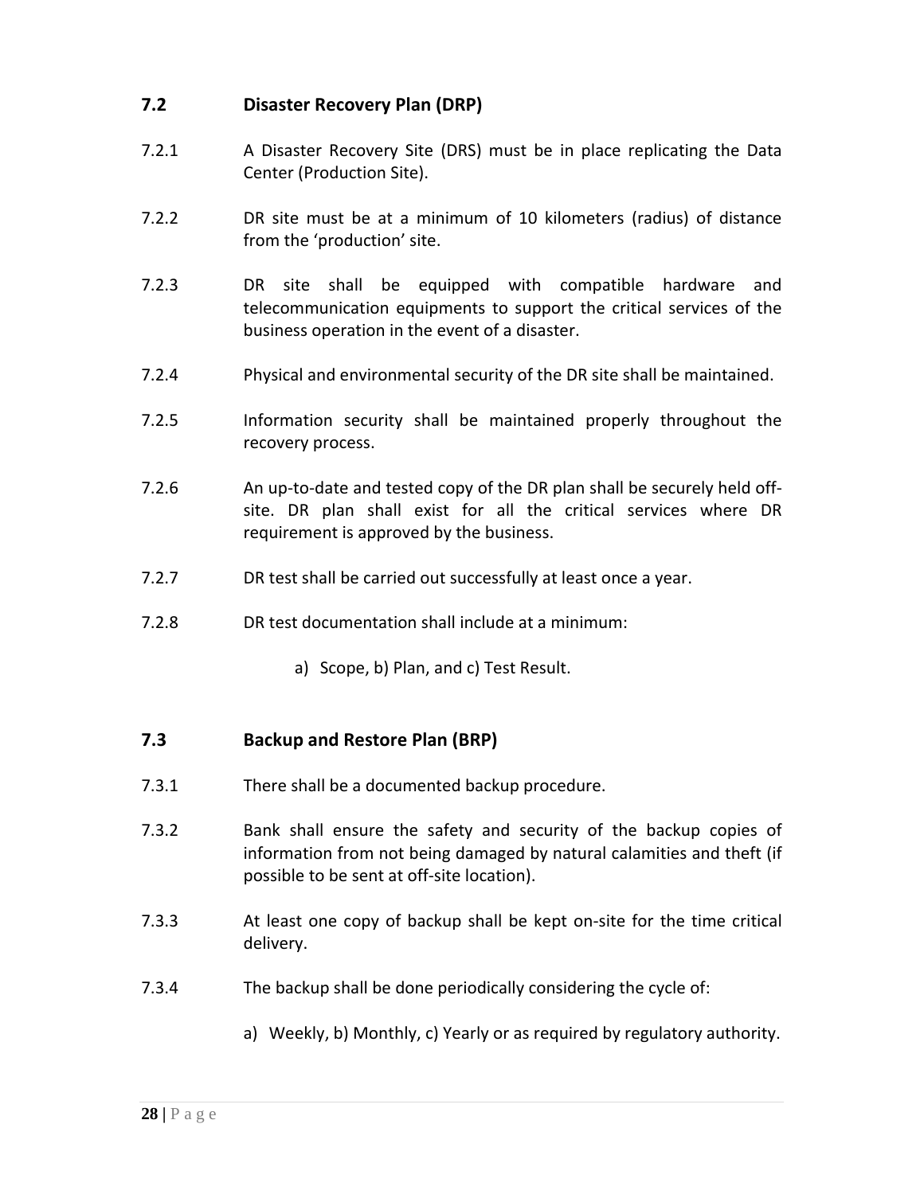### 7.2 Disaster Recovery Plan (DRP)

7.2.1 A Disaster Recovery Site (DRS) must be in place replicating the Data Center (Production Site).

7.2.2 DR site must be at a minimum of 10 kilometers (radius) of distance from the 'production' site.

7.2.3 DR site shall be equipped with compatible hardware and telecommunication equipments to support the critical services of the business operation in the event of a disaster.

7.2.4 Physical and environmental security of the DR site shall be maintained.

7.2.5 Information security shall be maintained properly throughout the recovery process.

7.2.6 An up-to-date and tested copy of the DR plan shall be securely held off-site. DR plan shall exist for all the critical services where DR requirement is approved by the business.

7.2.7 DR test shall be carried out successfully at least once a year.

7.2.8 DR test documentation shall include at a minimum:

a) Scope, b) Plan, and c) Test Result.

### 7.3 Backup and Restore Plan (BRP)

7.3.1 There shall be a documented backup procedure.

7.3.2 Bank shall ensure the safety and security of the backup copies of information from not being damaged by natural calamities and theft (if possible to be sent at off-site location).

7.3.3 At least one copy of backup shall be kept on-site for the time critical delivery.

7.3.4 The backup shall be done periodically considering the cycle of:

a) Weekly, b) Monthly, c) Yearly or as required by regulatory authority.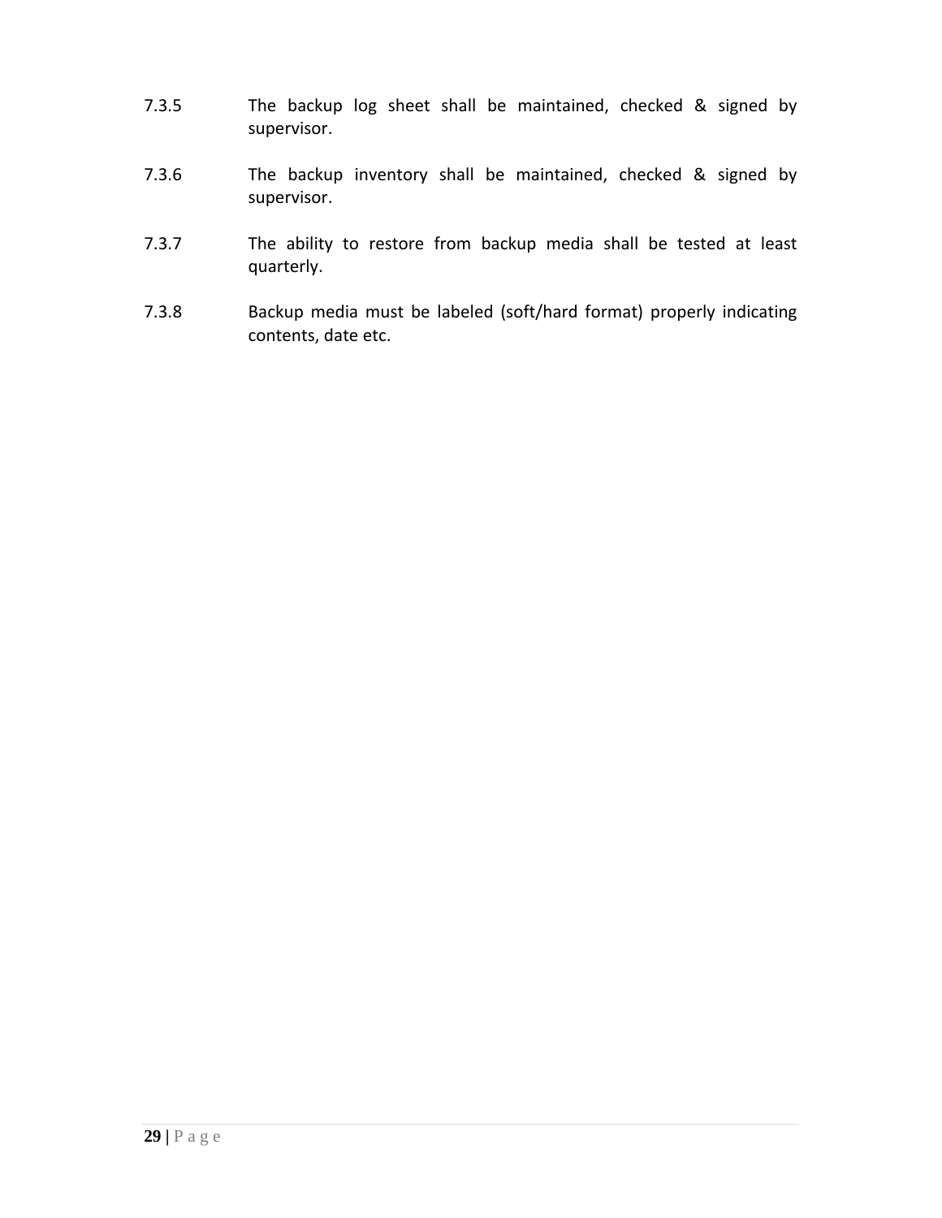7.3.5 The backup log sheet shall be maintained, checked & signed by supervisor.

7.3.6 The backup inventory shall be maintained, checked & signed by supervisor.

7.3.7 The ability to restore from backup media shall be tested at least quarterly.

7.3.8 Backup media must be labeled (soft/hard format) properly indicating contents, date etc.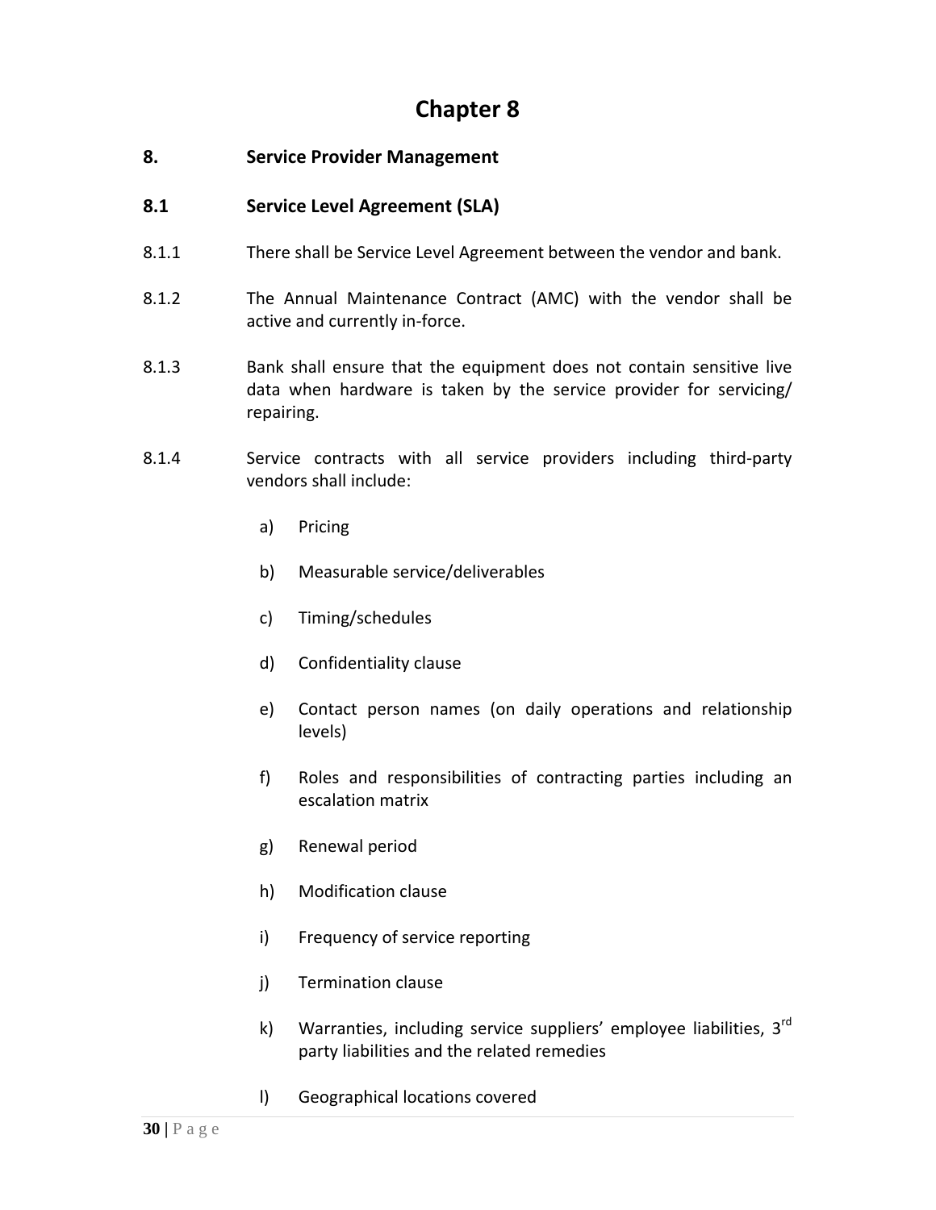# Chapter 8

## 8. Service Provider Management

### 8.1 Service Level Agreement (SLA)

8.1.1 There shall be Service Level Agreement between the vendor and bank.

8.1.2 The Annual Maintenance Contract (AMC) with the vendor shall be active and currently in-force.

8.1.3 Bank shall ensure that the equipment does not contain sensitive live data when hardware is taken by the service provider for servicing/ repairing.

8.1.4 Service contracts with all service providers including third-party vendors shall include:

a) Pricing

b) Measurable service/deliverables

c) Timing/schedules

d) Confidentiality clause

e) Contact person names (on daily operations and relationship levels)

f) Roles and responsibilities of contracting parties including an escalation matrix

g) Renewal period

h) Modification clause

i) Frequency of service reporting

j) Termination clause

k) Warranties, including service suppliers' employee liabilities, 3rd party liabilities and the related remedies

l) Geographical locations covered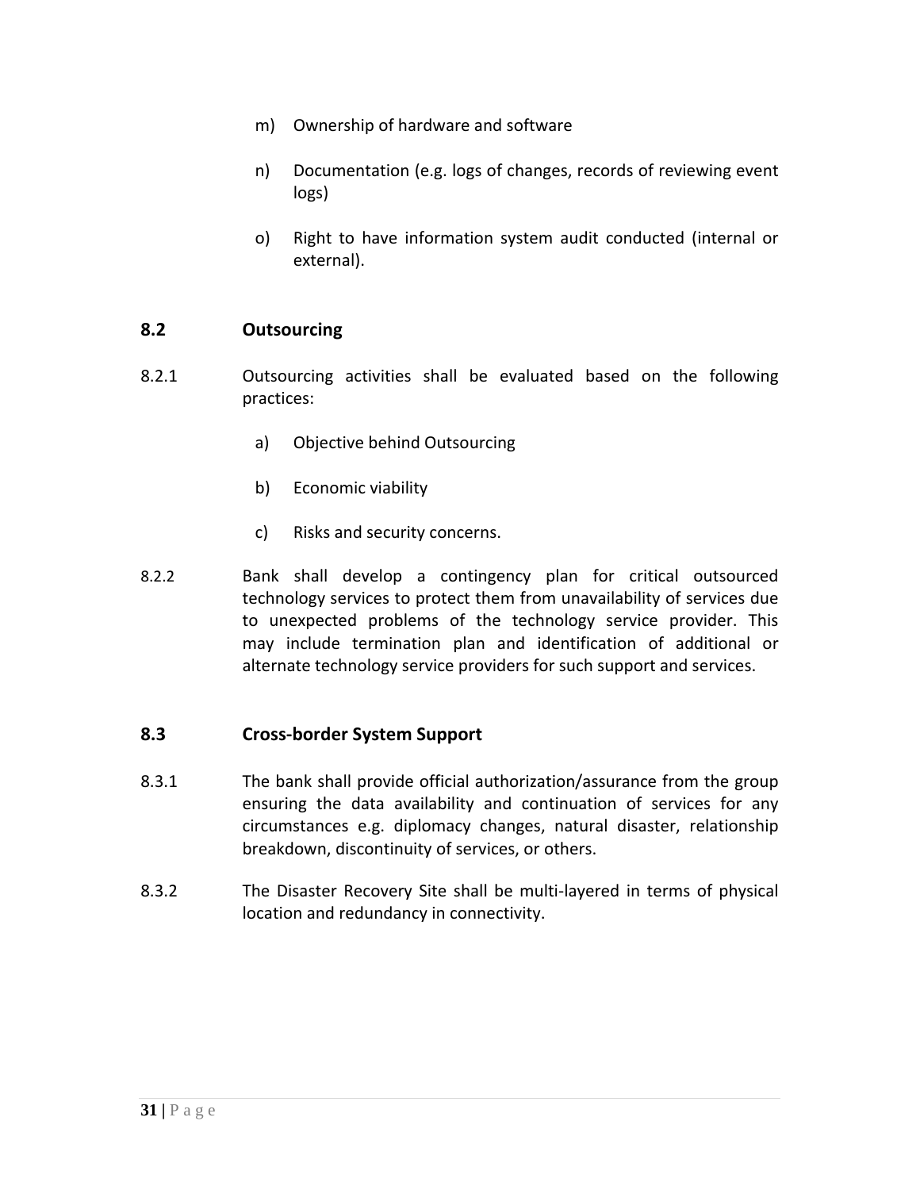m) Ownership of hardware and software

n) Documentation (e.g. logs of changes, records of reviewing event logs)

o) Right to have information system audit conducted (internal or external).

## 8.2 Outsourcing

8.2.1 Outsourcing activities shall be evaluated based on the following practices:

a) Objective behind Outsourcing

b) Economic viability

c) Risks and security concerns.

8.2.2 Bank shall develop a contingency plan for critical outsourced technology services to protect them from unavailability of services due to unexpected problems of the technology service provider. This may include termination plan and identification of additional or alternate technology service providers for such support and services.

## 8.3 Cross-border System Support

8.3.1 The bank shall provide official authorization/assurance from the group ensuring the data availability and continuation of services for any circumstances e.g. diplomacy changes, natural disaster, relationship breakdown, discontinuity of services, or others.

8.3.2 The Disaster Recovery Site shall be multi-layered in terms of physical location and redundancy in connectivity.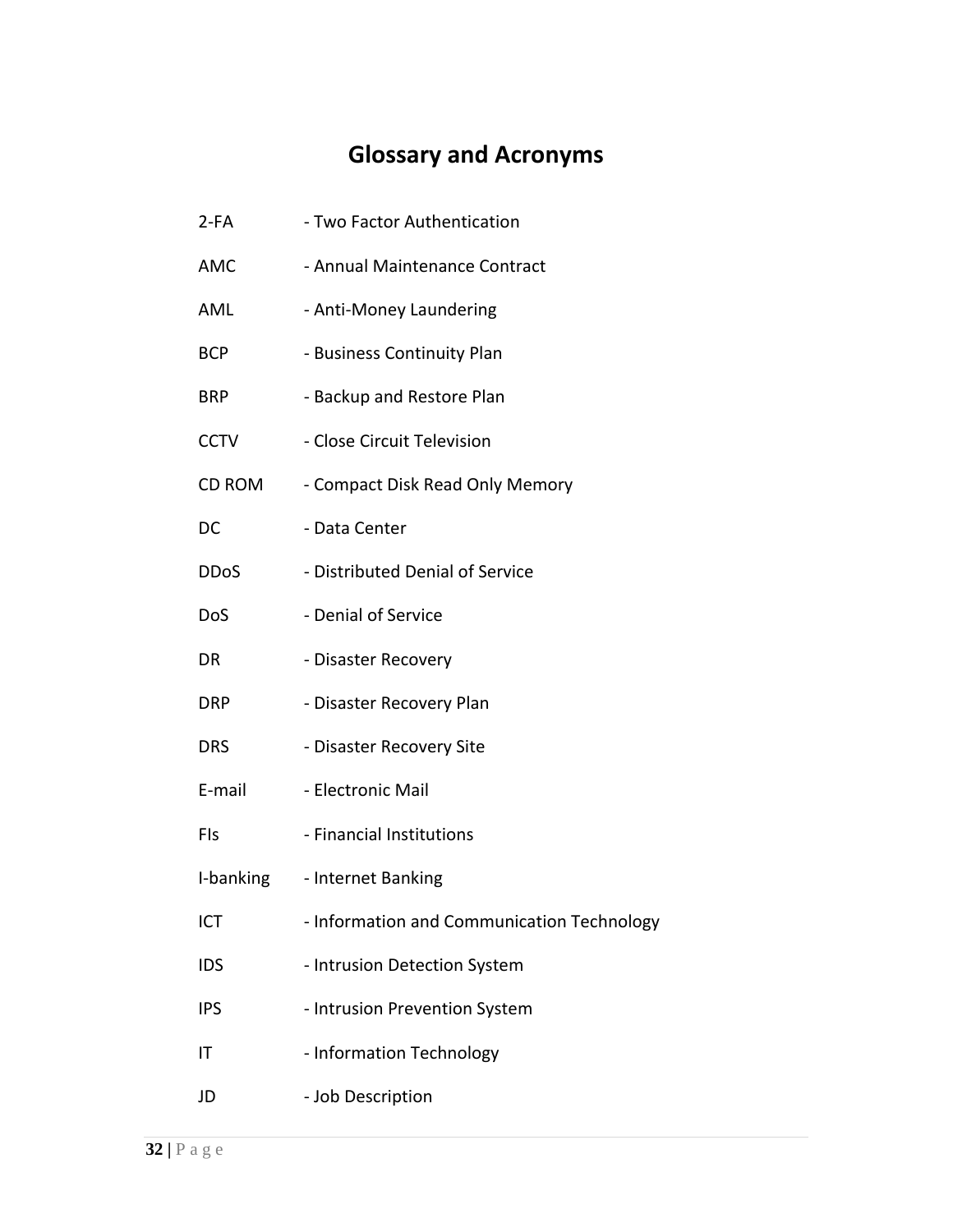# Glossary and Acronyms

2-FA - Two Factor Authentication

AMC - Annual Maintenance Contract

AML - Anti-Money Laundering

BCP - Business Continuity Plan

BRP - Backup and Restore Plan

CCTV - Close Circuit Television

CD ROM - Compact Disk Read Only Memory

DC - Data Center

DDoS - Distributed Denial of Service

DoS - Denial of Service

DR - Disaster Recovery

DRP - Disaster Recovery Plan

DRS - Disaster Recovery Site

E-mail - Electronic Mail

FIs - Financial Institutions

I-banking - Internet Banking

ICT - Information and Communication Technology

IDS - Intrusion Detection System

IPS - Intrusion Prevention System

IT - Information Technology

JD - Job Description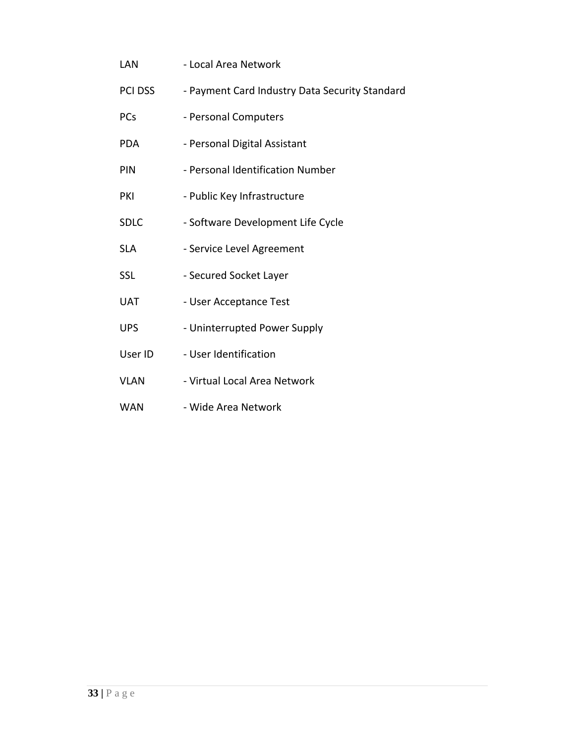LAN - Local Area Network

PCI DSS - Payment Card Industry Data Security Standard

PCs - Personal Computers

PDA - Personal Digital Assistant

PIN - Personal Identification Number

PKI - Public Key Infrastructure

SDLC - Software Development Life Cycle

SLA - Service Level Agreement

SSL - Secured Socket Layer

UAT - User Acceptance Test

UPS - Uninterrupted Power Supply

User ID - User Identification

VLAN - Virtual Local Area Network

WAN - Wide Area Network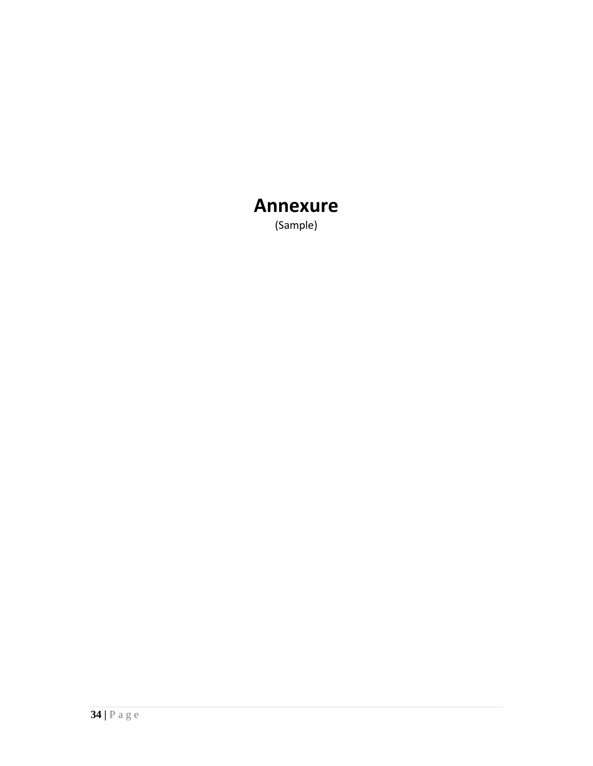# Annexure

(Sample)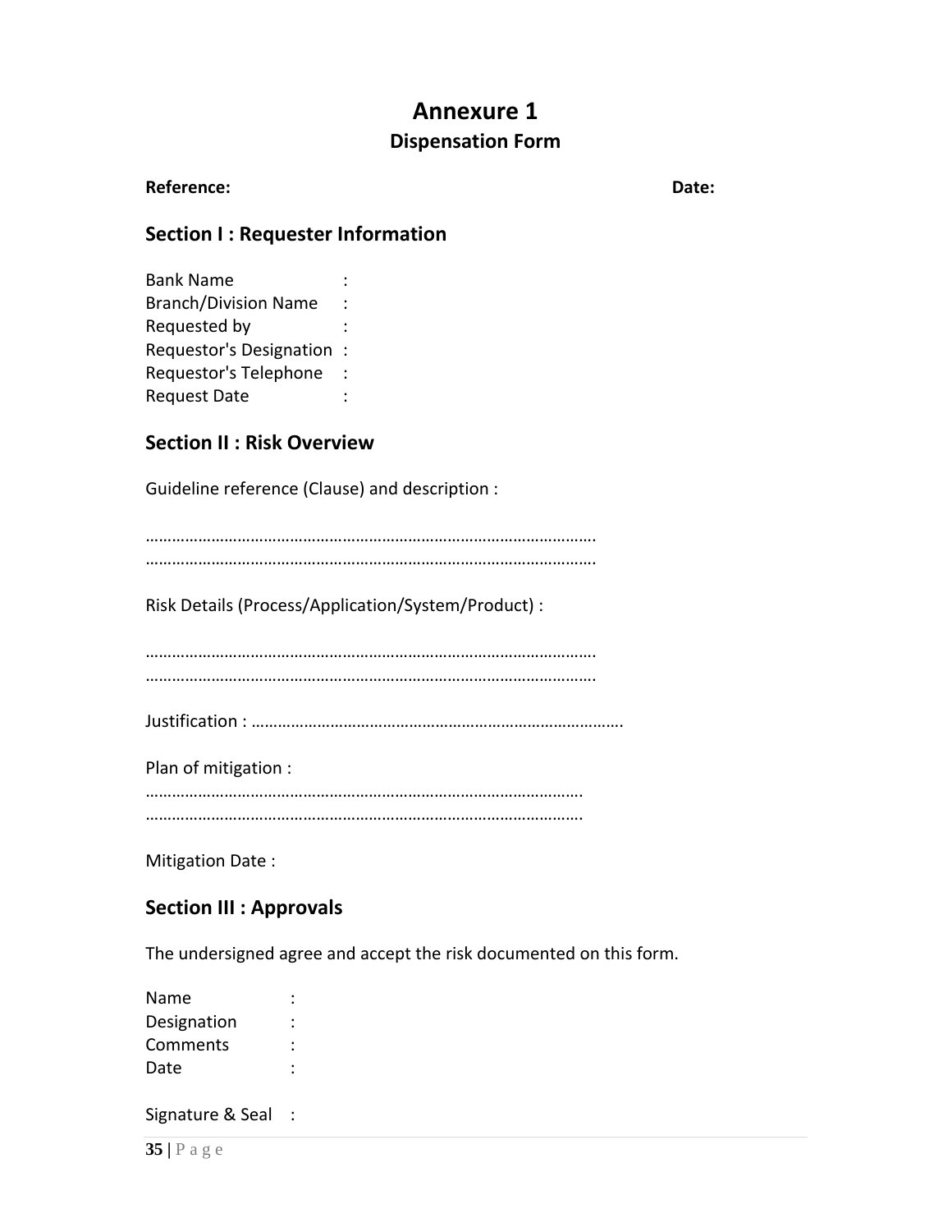# Annexure 1

## Dispensation Form

**Reference:** **Date:**

### Section I : Requester Information

Bank Name :
Branch/Division Name :
Requested by :
Requestor's Designation :
Requestor's Telephone :
Request Date :

### Section II : Risk Overview

Guideline reference (Clause) and description :

…………………………………………………………………………………………
…………………………………………………………………………………………

Risk Details (Process/Application/System/Product) :

…………………………………………………………………………………………
…………………………………………………………………………………………

Justification : ……………………………………………………………………………

Plan of mitigation :
………………………………………………………………………………………
………………………………………………………………………………………

Mitigation Date :

### Section III : Approvals

The undersigned agree and accept the risk documented on this form.

Name :
Designation :
Comments :
Date :

Signature & Seal :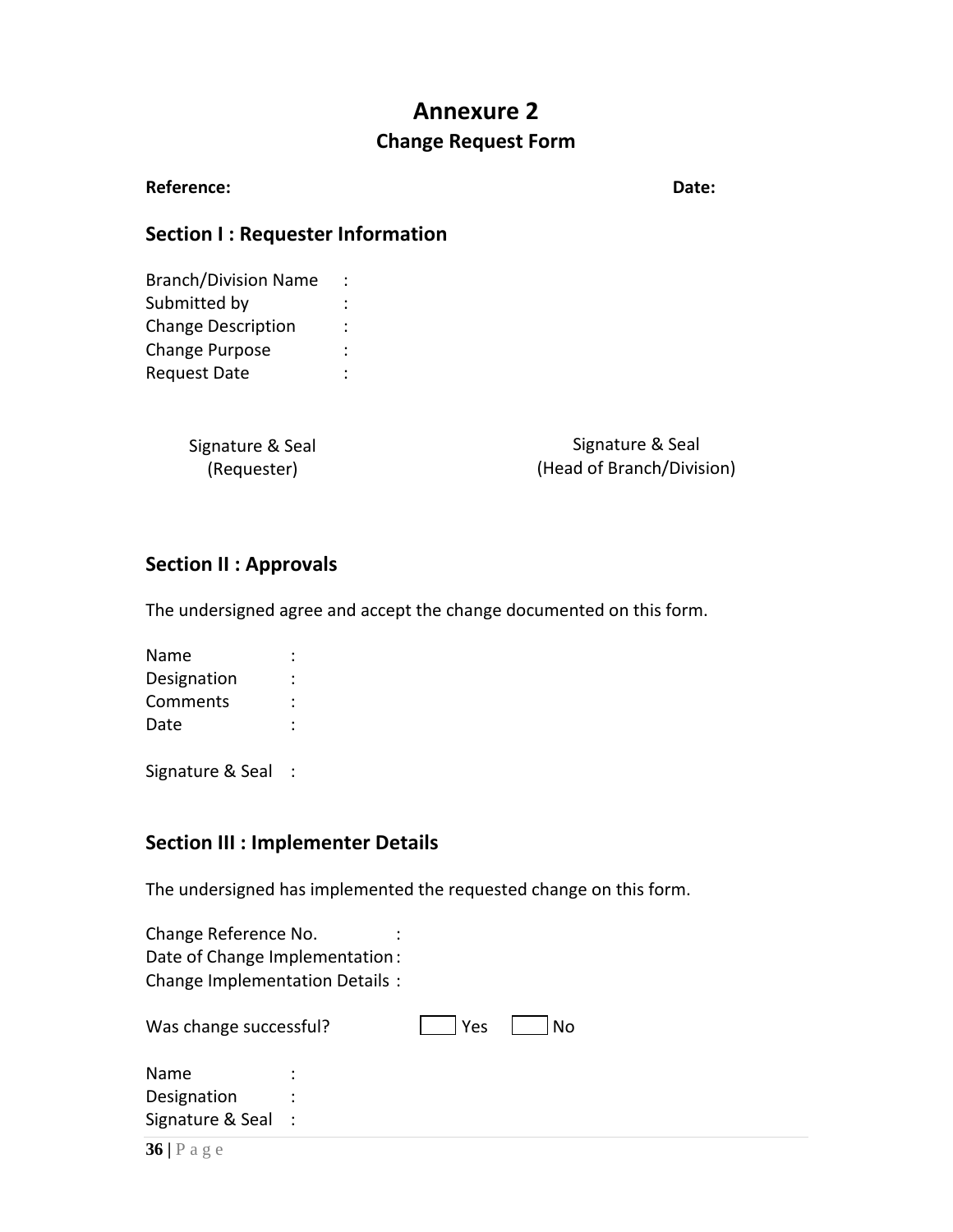# Annexure 2

## Change Request Form

**Reference:** **Date:**

### Section I : Requester Information

Branch/Division Name :
Submitted by :
Change Description :
Change Purpose :
Request Date :

Signature & Seal
(Requester)

Signature & Seal
(Head of Branch/Division)

### Section II : Approvals

The undersigned agree and accept the change documented on this form.

Name :
Designation :
Comments :
Date :

Signature & Seal :

### Section III : Implementer Details

The undersigned has implemented the requested change on this form.

Change Reference No. :
Date of Change Implementation :
Change Implementation Details :

Was change successful? ☐ Yes ☐ No

Name :
Designation :
Signature & Seal :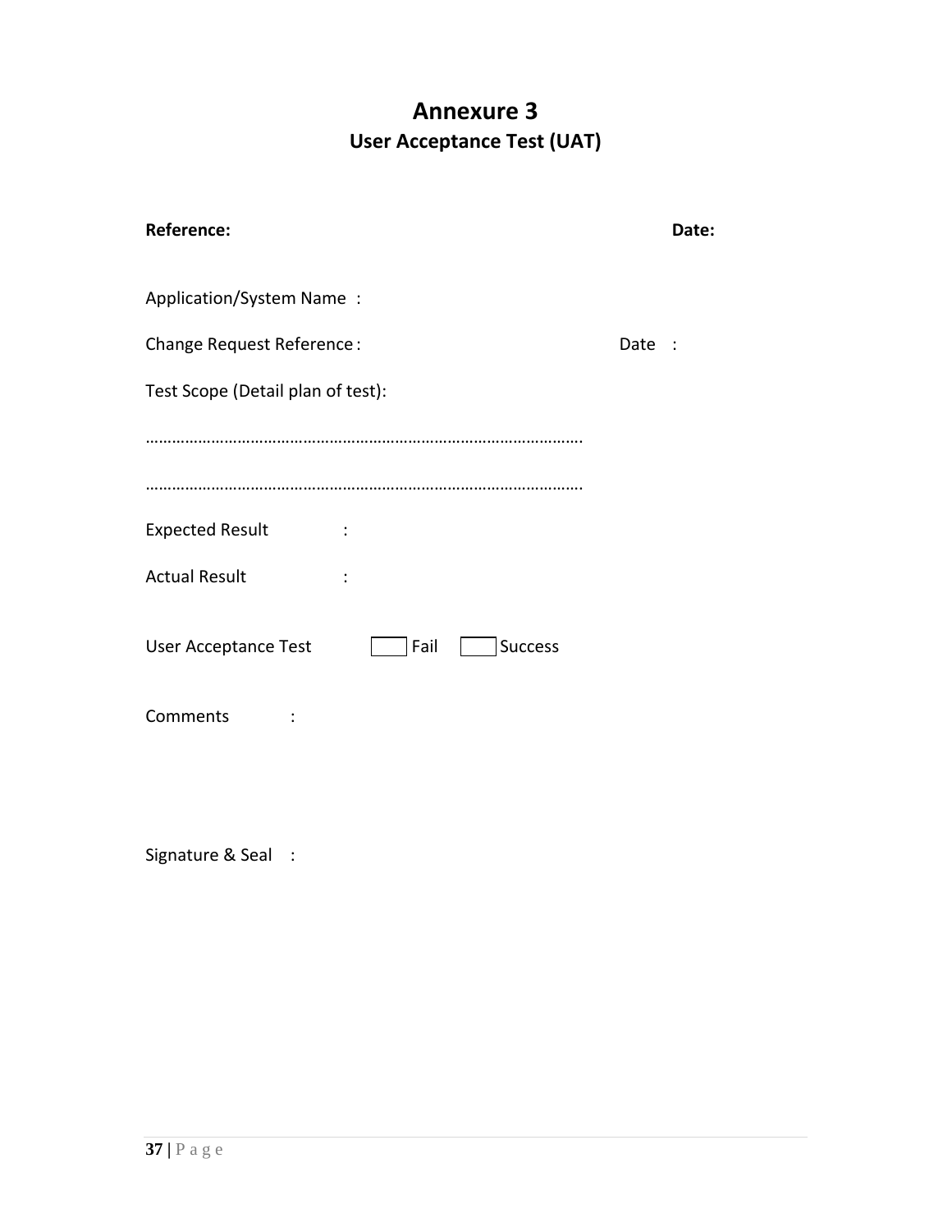# Annexure 3

## User Acceptance Test (UAT)

**Reference:** **Date:**

Application/System Name :

Change Request Reference : Date :

Test Scope (Detail plan of test):

……………………………………………………………………………………….

……………………………………………………………………………………….

Expected Result :

Actual Result :

User Acceptance Test ☐ Fail ☐ Success

Comments :

Signature & Seal :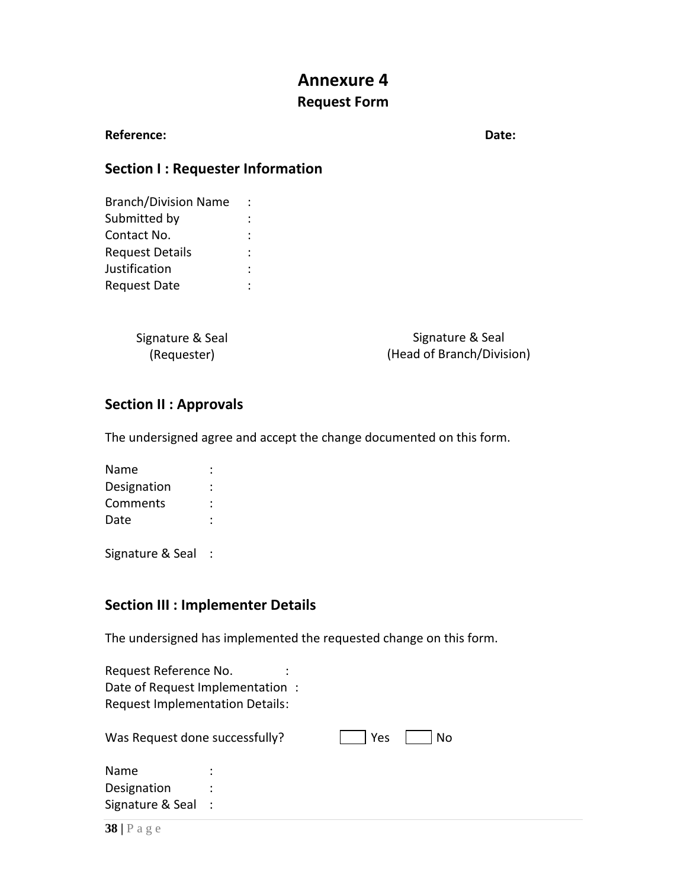# Annexure 4

## Request Form

**Reference:** **Date:**

### Section I : Requester Information

Branch/Division Name :
Submitted by :
Contact No. :
Request Details :
Justification :
Request Date :

Signature & Seal
(Requester)

Signature & Seal
(Head of Branch/Division)

### Section II : Approvals

The undersigned agree and accept the change documented on this form.

Name :
Designation :
Comments :
Date :

Signature & Seal :

### Section III : Implementer Details

The undersigned has implemented the requested change on this form.

Request Reference No. :
Date of Request Implementation :
Request Implementation Details:

Was Request done successfully? ☐ Yes ☐ No

Name :
Designation :
Signature & Seal :